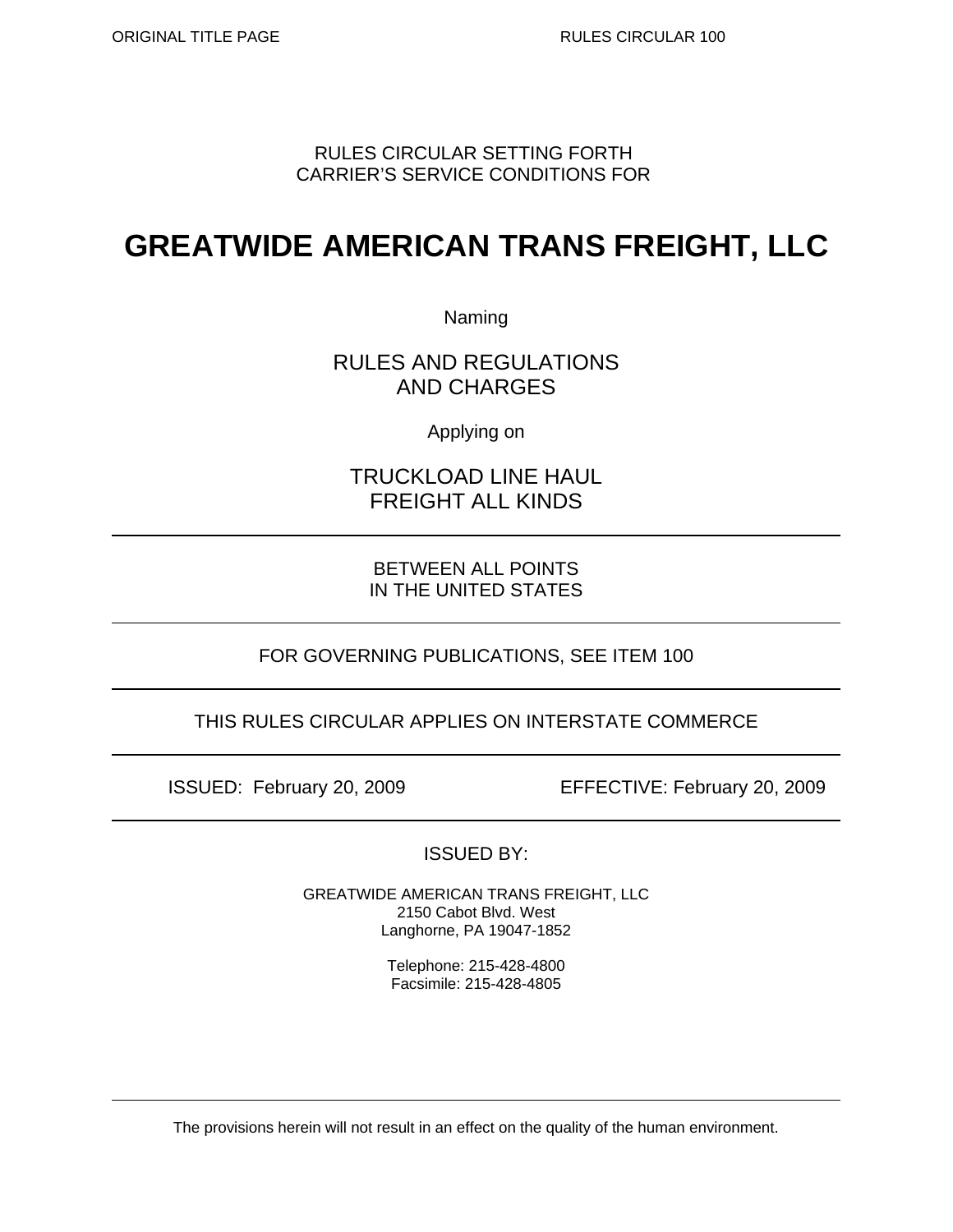RULES CIRCULAR SETTING FORTH
CARRIER'S SERVICE CONDITIONS FOR

# GREATWIDE AMERICAN TRANS FREIGHT, LLC

Naming

RULES AND REGULATIONS
AND CHARGES

Applying on

TRUCKLOAD LINE HAUL
FREIGHT ALL KINDS

---

BETWEEN ALL POINTS
IN THE UNITED STATES

---

FOR GOVERNING PUBLICATIONS, SEE ITEM 100

---

THIS RULES CIRCULAR APPLIES ON INTERSTATE COMMERCE

---

ISSUED: February 20, 2009 EFFECTIVE: February 20, 2009

---

ISSUED BY:

GREATWIDE AMERICAN TRANS FREIGHT, LLC
2150 Cabot Blvd. West
Langhorne, PA 19047-1852

Telephone: 215-428-4800
Facsimile: 215-428-4805

---

The provisions herein will not result in an effect on the quality of the human environment.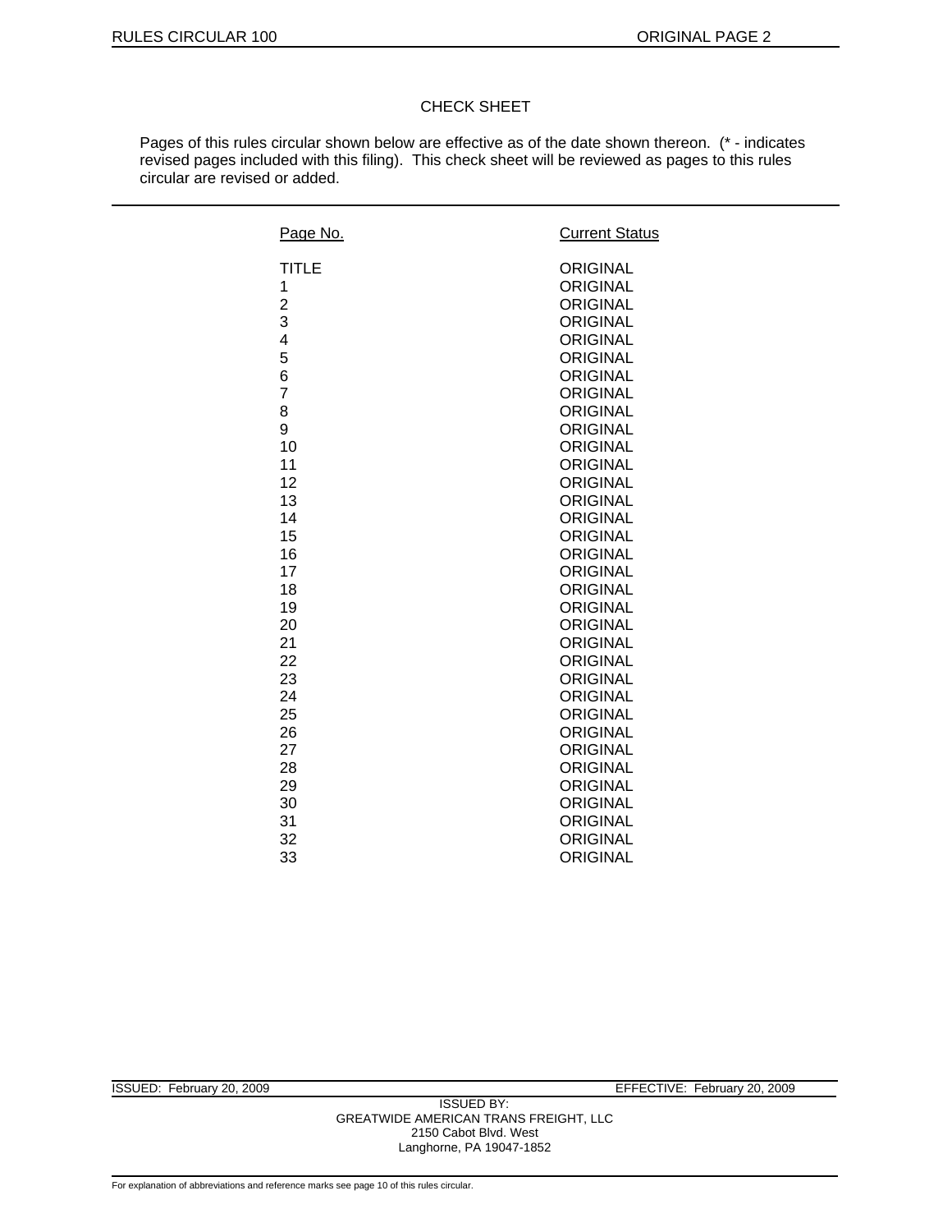## CHECK SHEET

Pages of this rules circular shown below are effective as of the date shown thereon. (* - indicates revised pages included with this filing). This check sheet will be reviewed as pages to this rules circular are revised or added.

| Page No. | Current Status |
|---|---|
| TITLE | ORIGINAL |
| 1 | ORIGINAL |
| 2 | ORIGINAL |
| 3 | ORIGINAL |
| 4 | ORIGINAL |
| 5 | ORIGINAL |
| 6 | ORIGINAL |
| 7 | ORIGINAL |
| 8 | ORIGINAL |
| 9 | ORIGINAL |
| 10 | ORIGINAL |
| 11 | ORIGINAL |
| 12 | ORIGINAL |
| 13 | ORIGINAL |
| 14 | ORIGINAL |
| 15 | ORIGINAL |
| 16 | ORIGINAL |
| 17 | ORIGINAL |
| 18 | ORIGINAL |
| 19 | ORIGINAL |
| 20 | ORIGINAL |
| 21 | ORIGINAL |
| 22 | ORIGINAL |
| 23 | ORIGINAL |
| 24 | ORIGINAL |
| 25 | ORIGINAL |
| 26 | ORIGINAL |
| 27 | ORIGINAL |
| 28 | ORIGINAL |
| 29 | ORIGINAL |
| 30 | ORIGINAL |
| 31 | ORIGINAL |
| 32 | ORIGINAL |
| 33 | ORIGINAL |

ISSUED: February 20, 2009 EFFECTIVE: February 20, 2009

ISSUED BY:
GREATWIDE AMERICAN TRANS FREIGHT, LLC
2150 Cabot Blvd. West
Langhorne, PA 19047-1852

For explanation of abbreviations and reference marks see page 10 of this rules circular.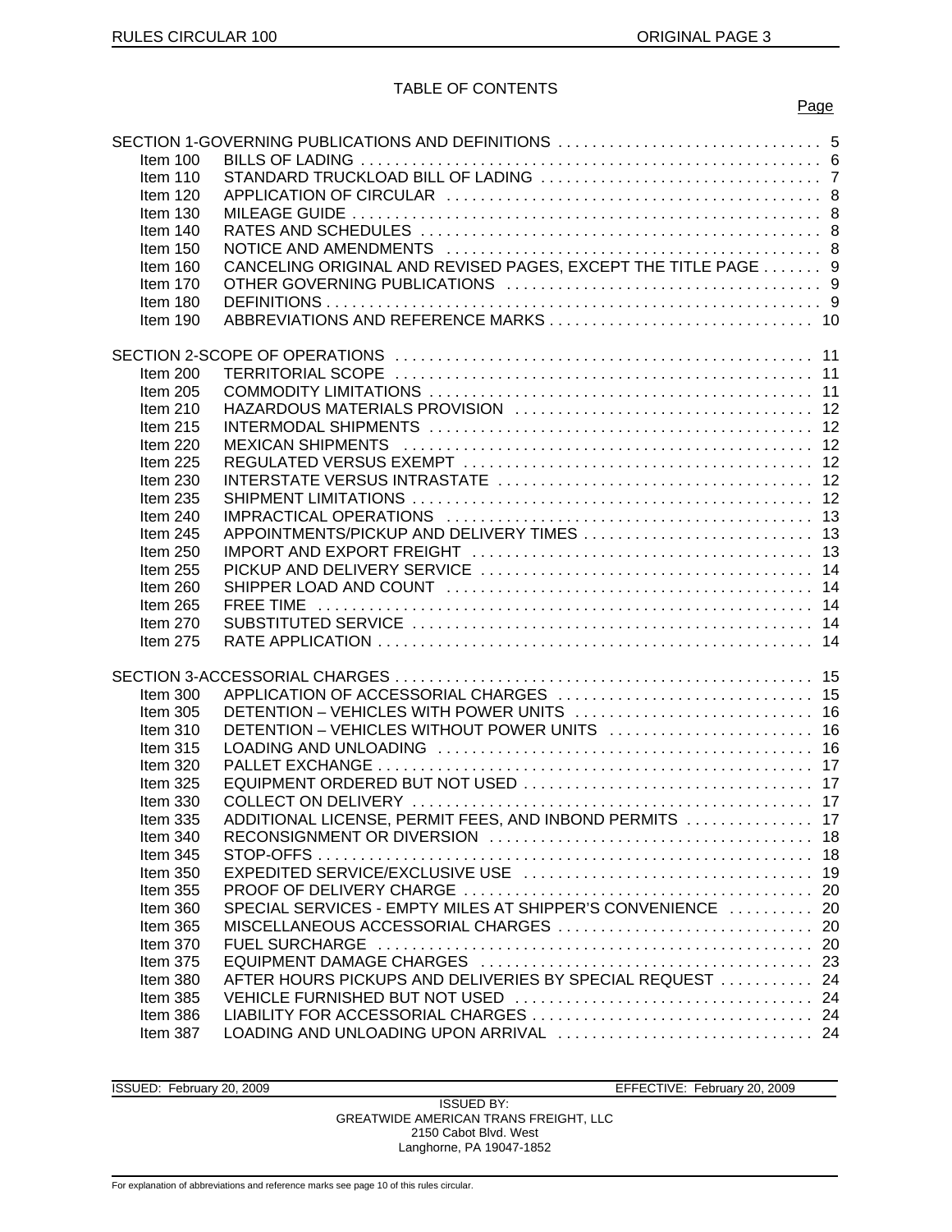# TABLE OF CONTENTS

| | | Page |
|---|---|---|
| SECTION 1-GOVERNING PUBLICATIONS AND DEFINITIONS | | 5 |
| Item 100 | BILLS OF LADING | 6 |
| Item 110 | STANDARD TRUCKLOAD BILL OF LADING | 7 |
| Item 120 | APPLICATION OF CIRCULAR | 8 |
| Item 130 | MILEAGE GUIDE | 8 |
| Item 140 | RATES AND SCHEDULES | 8 |
| Item 150 | NOTICE AND AMENDMENTS | 8 |
| Item 160 | CANCELING ORIGINAL AND REVISED PAGES, EXCEPT THE TITLE PAGE | 9 |
| Item 170 | OTHER GOVERNING PUBLICATIONS | 9 |
| Item 180 | DEFINITIONS | 9 |
| Item 190 | ABBREVIATIONS AND REFERENCE MARKS | 10 |
| SECTION 2-SCOPE OF OPERATIONS | | 11 |
| Item 200 | TERRITORIAL SCOPE | 11 |
| Item 205 | COMMODITY LIMITATIONS | 11 |
| Item 210 | HAZARDOUS MATERIALS PROVISION | 12 |
| Item 215 | INTERMODAL SHIPMENTS | 12 |
| Item 220 | MEXICAN SHIPMENTS | 12 |
| Item 225 | REGULATED VERSUS EXEMPT | 12 |
| Item 230 | INTERSTATE VERSUS INTRASTATE | 12 |
| Item 235 | SHIPMENT LIMITATIONS | 12 |
| Item 240 | IMPRACTICAL OPERATIONS | 13 |
| Item 245 | APPOINTMENTS/PICKUP AND DELIVERY TIMES | 13 |
| Item 250 | IMPORT AND EXPORT FREIGHT | 13 |
| Item 255 | PICKUP AND DELIVERY SERVICE | 14 |
| Item 260 | SHIPPER LOAD AND COUNT | 14 |
| Item 265 | FREE TIME | 14 |
| Item 270 | SUBSTITUTED SERVICE | 14 |
| Item 275 | RATE APPLICATION | 14 |
| SECTION 3-ACCESSORIAL CHARGES | | 15 |
| Item 300 | APPLICATION OF ACCESSORIAL CHARGES | 15 |
| Item 305 | DETENTION – VEHICLES WITH POWER UNITS | 16 |
| Item 310 | DETENTION – VEHICLES WITHOUT POWER UNITS | 16 |
| Item 315 | LOADING AND UNLOADING | 16 |
| Item 320 | PALLET EXCHANGE | 17 |
| Item 325 | EQUIPMENT ORDERED BUT NOT USED | 17 |
| Item 330 | COLLECT ON DELIVERY | 17 |
| Item 335 | ADDITIONAL LICENSE, PERMIT FEES, AND INBOND PERMITS | 17 |
| Item 340 | RECONSIGNMENT OR DIVERSION | 18 |
| Item 345 | STOP-OFFS | 18 |
| Item 350 | EXPEDITED SERVICE/EXCLUSIVE USE | 19 |
| Item 355 | PROOF OF DELIVERY CHARGE | 20 |
| Item 360 | SPECIAL SERVICES - EMPTY MILES AT SHIPPER'S CONVENIENCE | 20 |
| Item 365 | MISCELLANEOUS ACCESSORIAL CHARGES | 20 |
| Item 370 | FUEL SURCHARGE | 20 |
| Item 375 | EQUIPMENT DAMAGE CHARGES | 23 |
| Item 380 | AFTER HOURS PICKUPS AND DELIVERIES BY SPECIAL REQUEST | 24 |
| Item 385 | VEHICLE FURNISHED BUT NOT USED | 24 |
| Item 386 | LIABILITY FOR ACCESSORIAL CHARGES | 24 |
| Item 387 | LOADING AND UNLOADING UPON ARRIVAL | 24 |

ISSUED: February 20, 2009 EFFECTIVE: February 20, 2009

ISSUED BY:
GREATWIDE AMERICAN TRANS FREIGHT, LLC
2150 Cabot Blvd. West
Langhorne, PA 19047-1852

For explanation of abbreviations and reference marks see page 10 of this rules circular.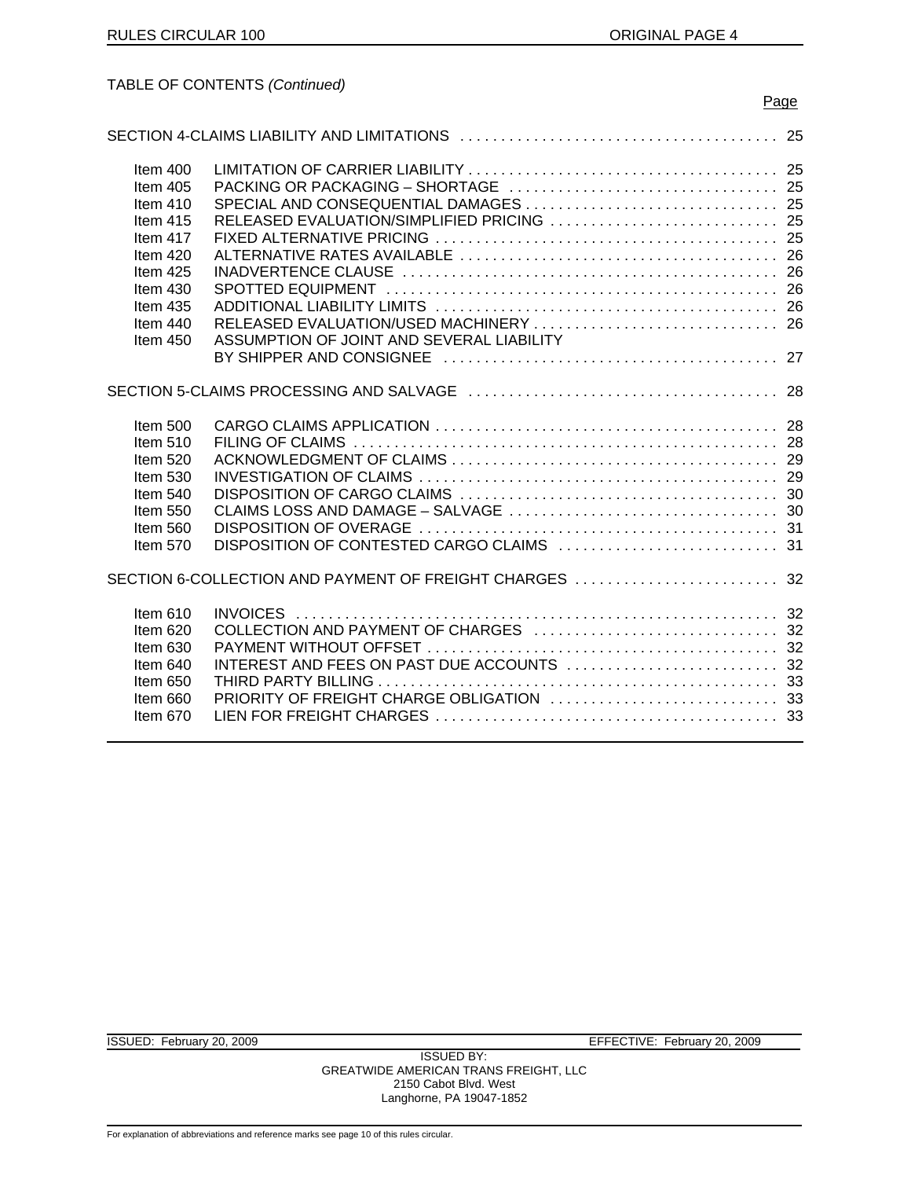TABLE OF CONTENTS *(Continued)*

| | | Page |
|---|---|---|
| SECTION 4-CLAIMS LIABILITY AND LIMITATIONS | | 25 |
| Item 400 | LIMITATION OF CARRIER LIABILITY | 25 |
| Item 405 | PACKING OR PACKAGING – SHORTAGE | 25 |
| Item 410 | SPECIAL AND CONSEQUENTIAL DAMAGES | 25 |
| Item 415 | RELEASED EVALUATION/SIMPLIFIED PRICING | 25 |
| Item 417 | FIXED ALTERNATIVE PRICING | 25 |
| Item 420 | ALTERNATIVE RATES AVAILABLE | 26 |
| Item 425 | INADVERTENCE CLAUSE | 26 |
| Item 430 | SPOTTED EQUIPMENT | 26 |
| Item 435 | ADDITIONAL LIABILITY LIMITS | 26 |
| Item 440 | RELEASED EVALUATION/USED MACHINERY | 26 |
| Item 450 | ASSUMPTION OF JOINT AND SEVERAL LIABILITY BY SHIPPER AND CONSIGNEE | 27 |
| SECTION 5-CLAIMS PROCESSING AND SALVAGE | | 28 |
| Item 500 | CARGO CLAIMS APPLICATION | 28 |
| Item 510 | FILING OF CLAIMS | 28 |
| Item 520 | ACKNOWLEDGMENT OF CLAIMS | 29 |
| Item 530 | INVESTIGATION OF CLAIMS | 29 |
| Item 540 | DISPOSITION OF CARGO CLAIMS | 30 |
| Item 550 | CLAIMS LOSS AND DAMAGE – SALVAGE | 30 |
| Item 560 | DISPOSITION OF OVERAGE | 31 |
| Item 570 | DISPOSITION OF CONTESTED CARGO CLAIMS | 31 |
| SECTION 6-COLLECTION AND PAYMENT OF FREIGHT CHARGES | | 32 |
| Item 610 | INVOICES | 32 |
| Item 620 | COLLECTION AND PAYMENT OF CHARGES | 32 |
| Item 630 | PAYMENT WITHOUT OFFSET | 32 |
| Item 640 | INTEREST AND FEES ON PAST DUE ACCOUNTS | 32 |
| Item 650 | THIRD PARTY BILLING | 33 |
| Item 660 | PRIORITY OF FREIGHT CHARGE OBLIGATION | 33 |
| Item 670 | LIEN FOR FREIGHT CHARGES | 33 |

ISSUED: February 20, 2009 EFFECTIVE: February 20, 2009

ISSUED BY:
GREATWIDE AMERICAN TRANS FREIGHT, LLC
2150 Cabot Blvd. West
Langhorne, PA 19047-1852

For explanation of abbreviations and reference marks see page 10 of this rules circular.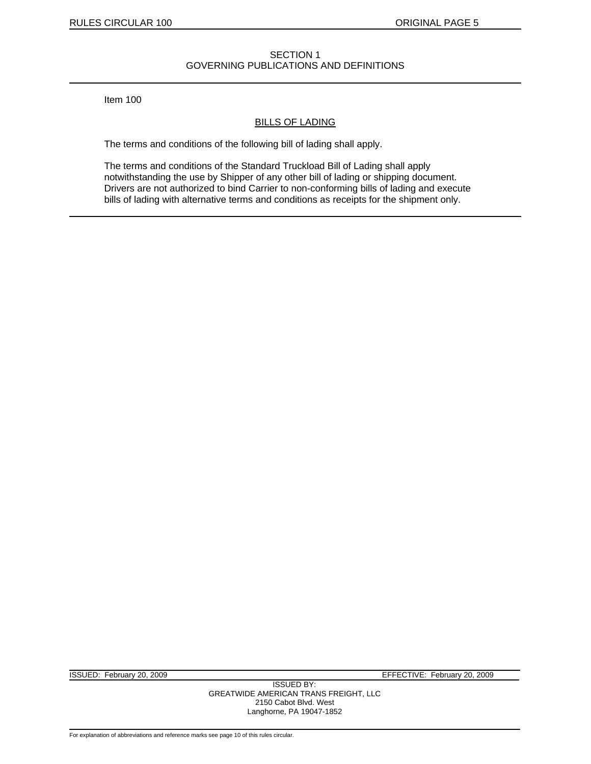## SECTION 1
## GOVERNING PUBLICATIONS AND DEFINITIONS

Item 100

### BILLS OF LADING

The terms and conditions of the following bill of lading shall apply.

The terms and conditions of the Standard Truckload Bill of Lading shall apply notwithstanding the use by Shipper of any other bill of lading or shipping document. Drivers are not authorized to bind Carrier to non-conforming bills of lading and execute bills of lading with alternative terms and conditions as receipts for the shipment only.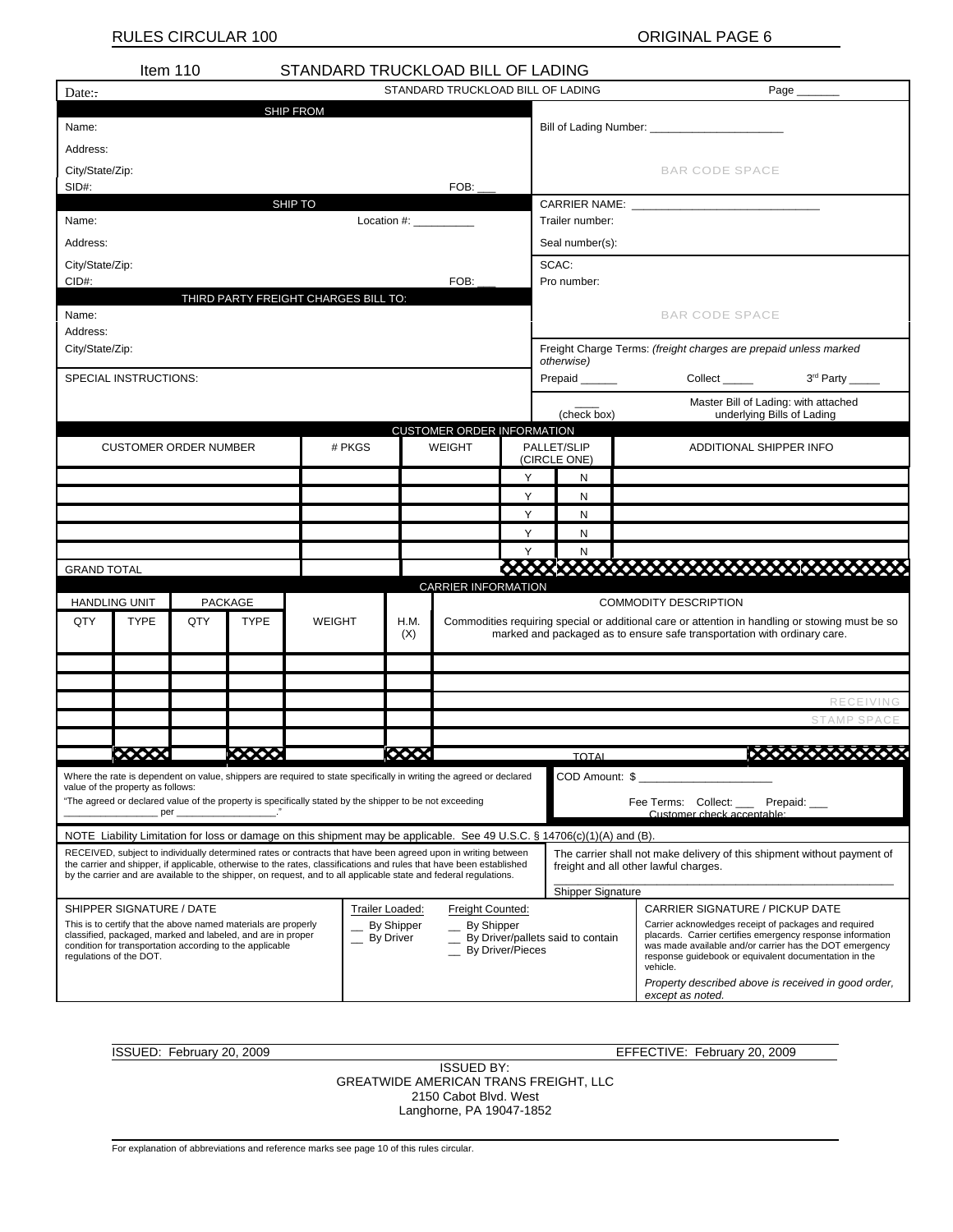## Item 110 STANDARD TRUCKLOAD BILL OF LADING

Date::

STANDARD TRUCKLOAD BILL OF LADING

Page _______

| SHIP FROM | |
|---|---|
| Name: | Bill of Lading Number: ______________________ |
| Address: | |
| City/State/Zip: | BAR CODE SPACE |
| SID#: FOB: ___ | |

| SHIP TO | |
|---|---|
| Name: Location #: __________ | CARRIER NAME: ______________________________ |
| | Trailer number: |
| Address: | Seal number(s): |
| City/State/Zip: | SCAC: |
| CID#: FOB: ___ | Pro number: |

| THIRD PARTY FREIGHT CHARGES BILL TO: | |
|---|---|
| Name: | BAR CODE SPACE |
| Address: | |
| City/State/Zip: | Freight Charge Terms: *(freight charges are prepaid unless marked otherwise)* |
| SPECIAL INSTRUCTIONS: | Prepaid ______ Collect _____ 3[rd] Party _____ |
| | ____ (check box) Master Bill of Lading: with attached underlying Bills of Lading |

**CUSTOMER ORDER INFORMATION**

| CUSTOMER ORDER NUMBER | # PKGS | WEIGHT | PALLET/SLIP (CIRCLE ONE) | | ADDITIONAL SHIPPER INFO |
|---|---|---|---|---|---|
| | | | Y | N | |
| | | | Y | N | |
| | | | Y | N | |
| | | | Y | N | |
| | | | Y | N | |
| GRAND TOTAL | | | | | |

**CARRIER INFORMATION**

| HANDLING UNIT | | PACKAGE | | | | COMMODITY DESCRIPTION |
|---|---|---|---|---|---|---|
| QTY | TYPE | QTY | TYPE | WEIGHT | H.M. (X) | Commodities requiring special or additional care or attention in handling or stowing must be so marked and packaged as to ensure safe transportation with ordinary care. |
| | | | | | | |
| | | | | | | |
| | | | | | | RECEIVING |
| | | | | | | STAMP SPACE |
| | | | | | | |
| | | | | | | TOTAL |

Where the rate is dependent on value, shippers are required to state specifically in writing the agreed or declared value of the property as follows:

"The agreed or declared value of the property is specifically stated by the shipper to be not exceeding _________________ per ___________________."

COD Amount: $ ______________________

Fee Terms: Collect: ___ Prepaid: ___

Customer check acceptable:

NOTE Liability Limitation for loss or damage on this shipment may be applicable. See 49 U.S.C. § 14706(c)(1)(A) and (B).

RECEIVED, subject to individually determined rates or contracts that have been agreed upon in writing between the carrier and shipper, if applicable, otherwise to the rates, classifications and rules that have been established by the carrier and are available to the shipper, on request, and to all applicable state and federal regulations.

The carrier shall not make delivery of this shipment without payment of freight and all other lawful charges.

_______________________________________________________

Shipper Signature

| SHIPPER SIGNATURE / DATE | Trailer Loaded: | Freight Counted: | CARRIER SIGNATURE / PICKUP DATE |
|---|---|---|---|
| This is to certify that the above named materials are properly classified, packaged, marked and labeled, and are in proper condition for transportation according to the applicable regulations of the DOT. | __ By Shipper<br>__ By Driver | __ By Shipper<br>__ By Driver/pallets said to contain<br>__ By Driver/Pieces | Carrier acknowledges receipt of packages and required placards. Carrier certifies emergency response information was made available and/or carrier has the DOT emergency response guidebook or equivalent documentation in the vehicle.<br>*Property described above is received in good order, except as noted.* |

ISSUED: February 20, 2009 EFFECTIVE: February 20, 2009

ISSUED BY:
GREATWIDE AMERICAN TRANS FREIGHT, LLC
2150 Cabot Blvd. West
Langhorne, PA 19047-1852

For explanation of abbreviations and reference marks see page 10 of this rules circular.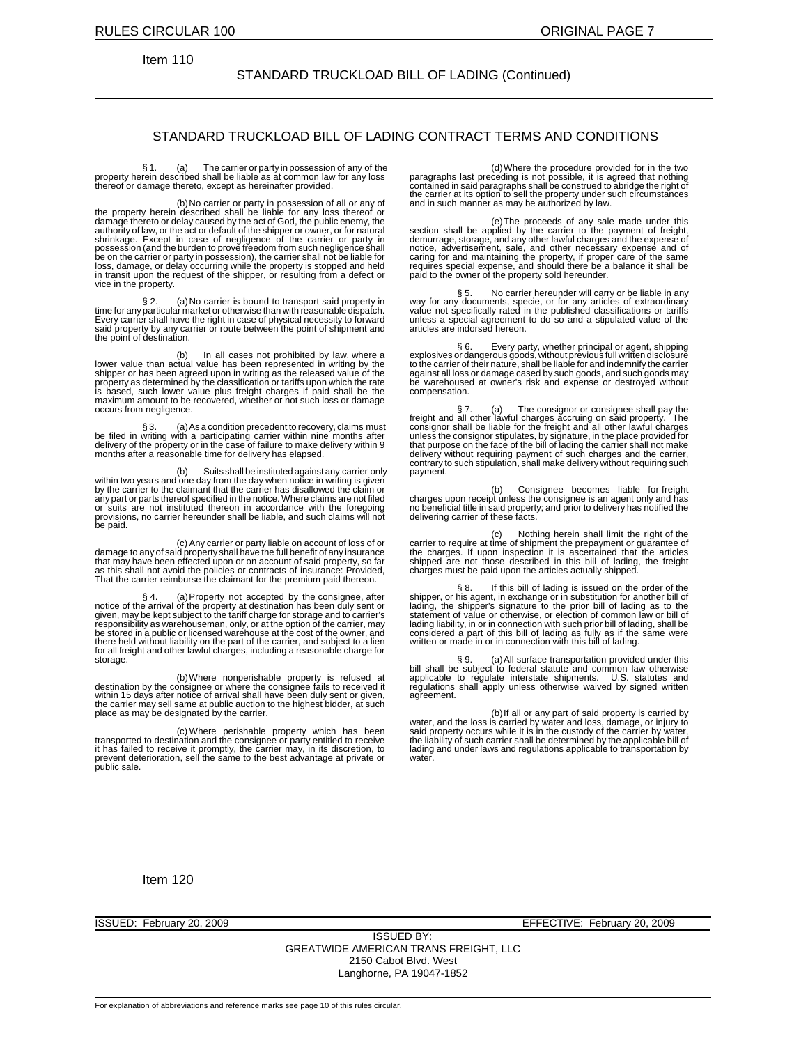Item 110

STANDARD TRUCKLOAD BILL OF LADING (Continued)

## STANDARD TRUCKLOAD BILL OF LADING CONTRACT TERMS AND CONDITIONS

§ 1. (a) The carrier or party in possession of any of the property herein described shall be liable as at common law for any loss thereof or damage thereto, except as hereinafter provided.

(b) No carrier or party in possession of all or any of the property herein described shall be liable for any loss thereof or damage thereto or delay caused by the act of God, the public enemy, the authority of law, or the act or default of the shipper or owner, or for natural shrinkage. Except in case of negligence of the carrier or party in possession (and the burden to prove freedom from such negligence shall be on the carrier or party in possession), the carrier shall not be liable for loss, damage, or delay occurring while the property is stopped and held in transit upon the request of the shipper, or resulting from a defect or vice in the property.

§ 2. (a) No carrier is bound to transport said property in time for any particular market or otherwise than with reasonable dispatch. Every carrier shall have the right in case of physical necessity to forward said property by any carrier or route between the point of shipment and the point of destination.

(b) In all cases not prohibited by law, where a lower value than actual value has been represented in writing by the shipper or has been agreed upon in writing as the released value of the property as determined by the classification or tariffs upon which the rate is based, such lower value plus freight charges if paid shall be the maximum amount to be recovered, whether or not such loss or damage occurs from negligence.

§ 3. (a) As a condition precedent to recovery, claims must be filed in writing with a participating carrier within nine months after delivery of the property or in the case of failure to make delivery within 9 months after a reasonable time for delivery has elapsed.

(b) Suits shall be instituted against any carrier only within two years and one day from the day when notice in writing is given by the carrier to the claimant that the carrier has disallowed the claim or any part or parts thereof specified in the notice. Where claims are not filed or suits are not instituted thereon in accordance with the foregoing provisions, no carrier hereunder shall be liable, and such claims will not be paid.

(c) Any carrier or party liable on account of loss of or damage to any of said property shall have the full benefit of any insurance that may have been effected upon or on account of said property, so far as this shall not avoid the policies or contracts of insurance: Provided, That the carrier reimburse the claimant for the premium paid thereon.

§ 4. (a) Property not accepted by the consignee, after notice of the arrival of the property at destination has been duly sent or given, may be kept subject to the tariff charge for storage and to carrier's responsibility as warehouseman, only, or at the option of the carrier, may be stored in a public or licensed warehouse at the cost of the owner, and there held without liability on the part of the carrier, and subject to a lien for all freight and other lawful charges, including a reasonable charge for storage.

(b) Where nonperishable property is refused at destination by the consignee or where the consignee fails to received it within 15 days after notice of arrival shall have been duly sent or given, the carrier may sell same at public auction to the highest bidder, at such place as may be designated by the carrier.

(c) Where perishable property which has been transported to destination and the consignee or party entitled to receive it has failed to receive it promptly, the carrier may, in its discretion, to prevent deterioration, sell the same to the best advantage at private or public sale.

(d) Where the procedure provided for in the two paragraphs last preceding is not possible, it is agreed that nothing contained in said paragraphs shall be construed to abridge the right of the carrier at its option to sell the property under such circumstances and in such manner as may be authorized by law.

(e) The proceeds of any sale made under this section shall be applied by the carrier to the payment of freight, demurrage, storage, and any other lawful charges and the expense of notice, advertisement, sale, and other necessary expense and of caring for and maintaining the property, if proper care of the same requires special expense, and should there be a balance it shall be paid to the owner of the property sold hereunder.

§ 5. No carrier hereunder will carry or be liable in any way for any documents, specie, or for any articles of extraordinary value not specifically rated in the published classifications or tariffs unless a special agreement to do so and a stipulated value of the articles are indorsed hereon.

§ 6. Every party, whether principal or agent, shipping explosives or dangerous goods, without previous full written disclosure to the carrier of their nature, shall be liable for and indemnify the carrier against all loss or damage cased by such goods, and such goods may be warehoused at owner's risk and expense or destroyed without compensation.

§ 7. (a) The consignor or consignee shall pay the freight and all other lawful charges accruing on said property. The consignor shall be liable for the freight and all other lawful charges unless the consignor stipulates, by signature, in the place provided for that purpose on the face of the bill of lading the carrier shall not make delivery without requiring payment of such charges and the carrier, contrary to such stipulation, shall make delivery without requiring such payment.

(b) Consignee becomes liable for freight charges upon receipt unless the consignee is an agent only and has no beneficial title in said property; and prior to delivery has notified the delivering carrier of these facts.

(c) Nothing herein shall limit the right of the carrier to require at time of shipment the prepayment or guarantee of the charges. If upon inspection it is ascertained that the articles shipped are not those described in this bill of lading, the freight charges must be paid upon the articles actually shipped.

§ 8. If this bill of lading is issued on the order of the shipper, or his agent, in exchange or in substitution for another bill of lading, the shipper's signature to the prior bill of lading as to the statement of value or otherwise, or election of common law or bill of lading liability, in or in connection with such prior bill of lading, shall be considered a part of this bill of lading as fully as if the same were written or made in or in connection with this bill of lading.

§ 9. (a) All surface transportation provided under this bill shall be subject to federal statute and common law otherwise applicable to regulate interstate shipments. U.S. statutes and regulations shall apply unless otherwise waived by signed written agreement.

(b) If all or any part of said property is carried by water, and the loss is carried by water and loss, damage, or injury to said property occurs while it is in the custody of the carrier by water, the liability of such carrier shall be determined by the applicable bill of lading and under laws and regulations applicable to transportation by water.

Item 120

ISSUED: February 20, 2009 EFFECTIVE: February 20, 2009

ISSUED BY:
GREATWIDE AMERICAN TRANS FREIGHT, LLC
2150 Cabot Blvd. West
Langhorne, PA 19047-1852

For explanation of abbreviations and reference marks see page 10 of this rules circular.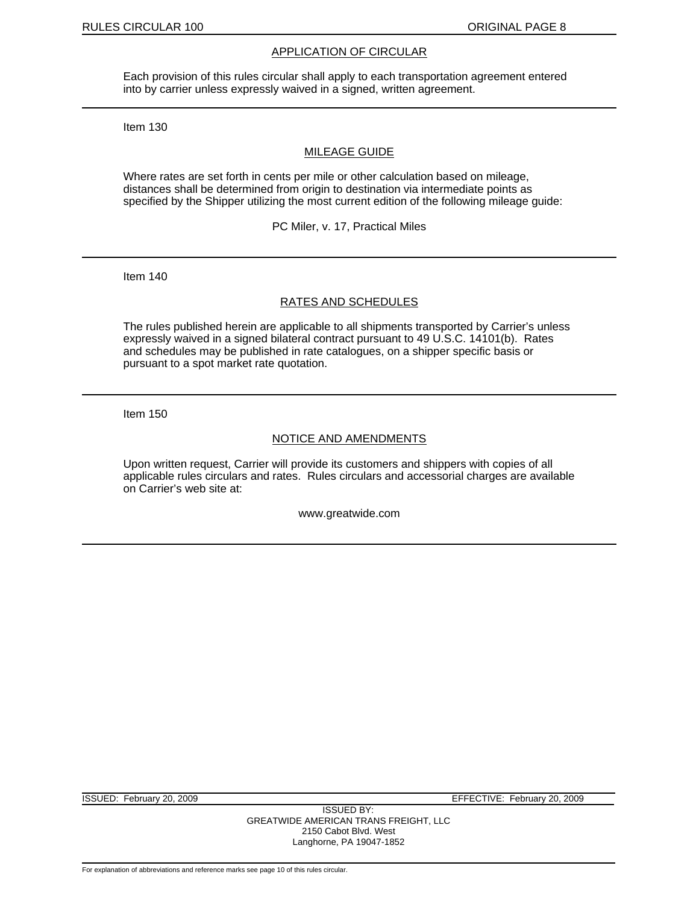## APPLICATION OF CIRCULAR

Each provision of this rules circular shall apply to each transportation agreement entered into by carrier unless expressly waived in a signed, written agreement.

---

Item 130

## MILEAGE GUIDE

Where rates are set forth in cents per mile or other calculation based on mileage, distances shall be determined from origin to destination via intermediate points as specified by the Shipper utilizing the most current edition of the following mileage guide:

PC Miler, v. 17, Practical Miles

---

Item 140

## RATES AND SCHEDULES

The rules published herein are applicable to all shipments transported by Carrier's unless expressly waived in a signed bilateral contract pursuant to 49 U.S.C. 14101(b). Rates and schedules may be published in rate catalogues, on a shipper specific basis or pursuant to a spot market rate quotation.

---

Item 150

## NOTICE AND AMENDMENTS

Upon written request, Carrier will provide its customers and shippers with copies of all applicable rules circulars and rates. Rules circulars and accessorial charges are available on Carrier's web site at:

www.greatwide.com

---

ISSUED: February 20, 2009 EFFECTIVE: February 20, 2009

ISSUED BY:
GREATWIDE AMERICAN TRANS FREIGHT, LLC
2150 Cabot Blvd. West
Langhorne, PA 19047-1852

For explanation of abbreviations and reference marks see page 10 of this rules circular.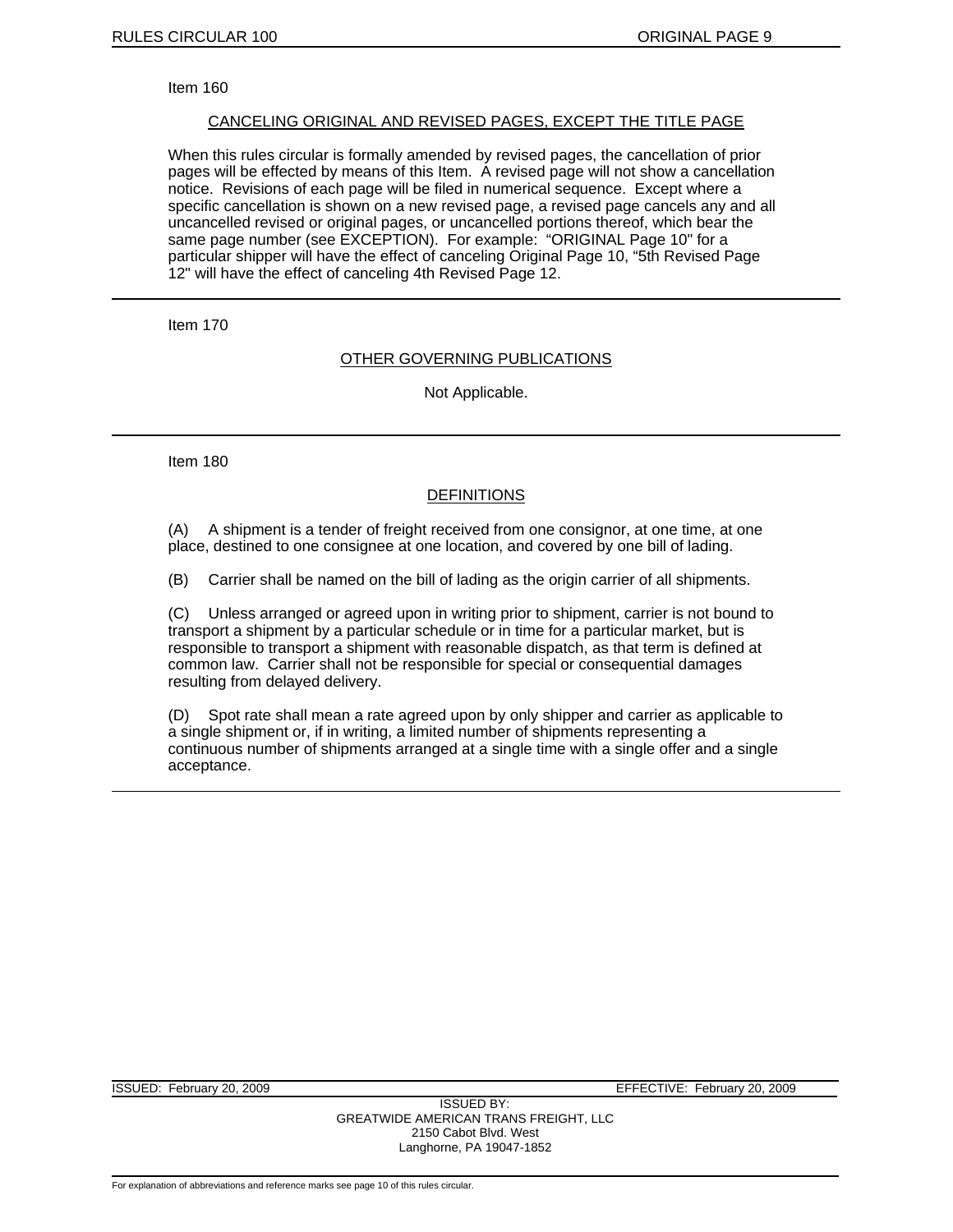Item 160

## CANCELING ORIGINAL AND REVISED PAGES, EXCEPT THE TITLE PAGE

When this rules circular is formally amended by revised pages, the cancellation of prior pages will be effected by means of this Item. A revised page will not show a cancellation notice. Revisions of each page will be filed in numerical sequence. Except where a specific cancellation is shown on a new revised page, a revised page cancels any and all uncancelled revised or original pages, or uncancelled portions thereof, which bear the same page number (see EXCEPTION). For example: "ORIGINAL Page 10" for a particular shipper will have the effect of canceling Original Page 10, "5th Revised Page 12" will have the effect of canceling 4th Revised Page 12.

---

Item 170

## OTHER GOVERNING PUBLICATIONS

Not Applicable.

---

Item 180

## DEFINITIONS

(A) A shipment is a tender of freight received from one consignor, at one time, at one place, destined to one consignee at one location, and covered by one bill of lading.

(B) Carrier shall be named on the bill of lading as the origin carrier of all shipments.

(C) Unless arranged or agreed upon in writing prior to shipment, carrier is not bound to transport a shipment by a particular schedule or in time for a particular market, but is responsible to transport a shipment with reasonable dispatch, as that term is defined at common law. Carrier shall not be responsible for special or consequential damages resulting from delayed delivery.

(D) Spot rate shall mean a rate agreed upon by only shipper and carrier as applicable to a single shipment or, if in writing, a limited number of shipments representing a continuous number of shipments arranged at a single time with a single offer and a single acceptance.

---

ISSUED: February 20, 2009 EFFECTIVE: February 20, 2009

ISSUED BY:
GREATWIDE AMERICAN TRANS FREIGHT, LLC
2150 Cabot Blvd. West
Langhorne, PA 19047-1852

For explanation of abbreviations and reference marks see page 10 of this rules circular.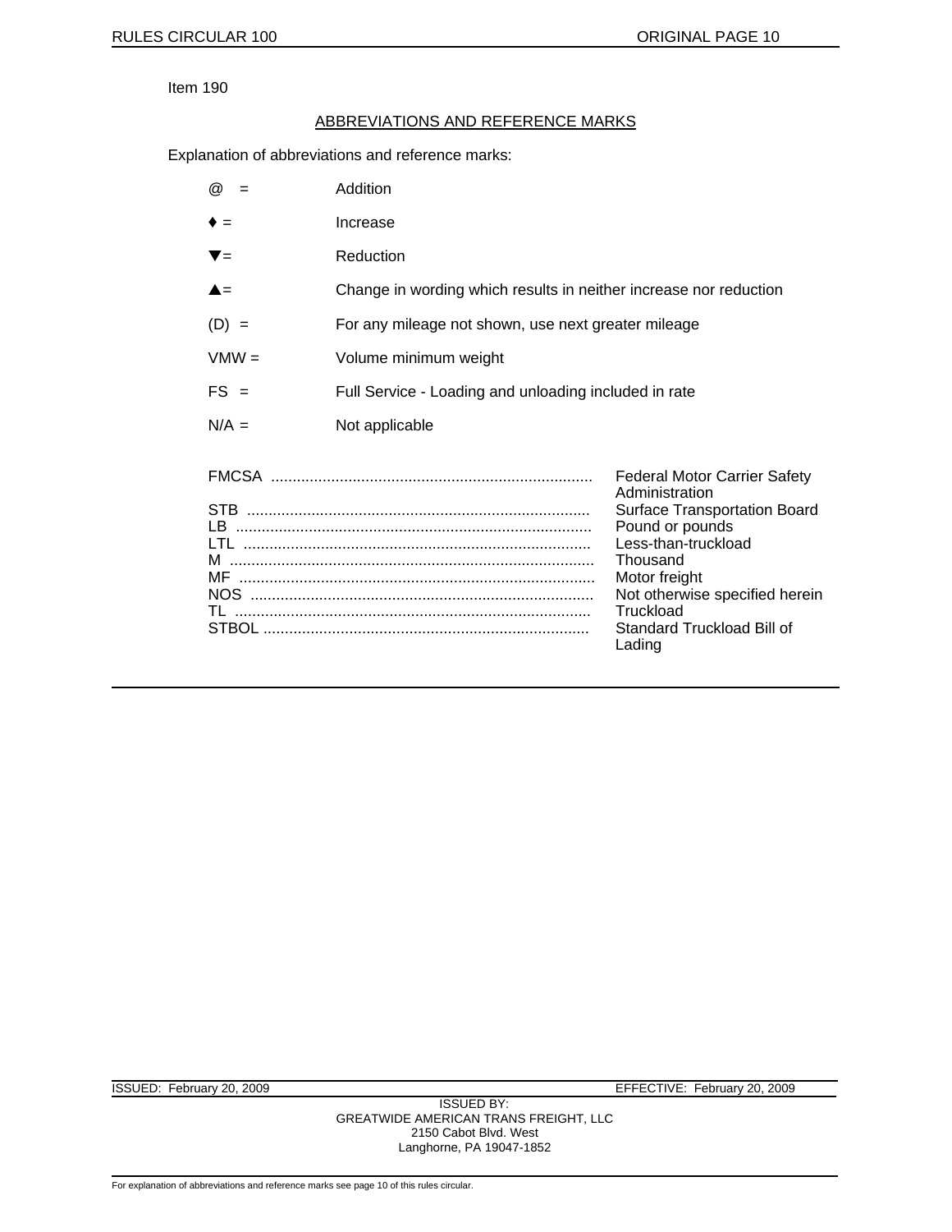Item 190

## ABBREVIATIONS AND REFERENCE MARKS

Explanation of abbreviations and reference marks:

| | |
|---|---|
| @ = | Addition |
| ♦ = | Increase |
| ▼= | Reduction |
| ▲= | Change in wording which results in neither increase nor reduction |
| (D) = | For any mileage not shown, use next greater mileage |
| VMW = | Volume minimum weight |
| FS = | Full Service - Loading and unloading included in rate |
| N/A = | Not applicable |

| | |
|---|---|
| FMCSA | Federal Motor Carrier Safety Administration |
| STB | Surface Transportation Board |
| LB | Pound or pounds |
| LTL | Less-than-truckload |
| M | Thousand |
| MF | Motor freight |
| NOS | Not otherwise specified herein |
| TL | Truckload |
| STBOL | Standard Truckload Bill of Lading |

ISSUED: February 20, 2009 EFFECTIVE: February 20, 2009

ISSUED BY:
GREATWIDE AMERICAN TRANS FREIGHT, LLC
2150 Cabot Blvd. West
Langhorne, PA 19047-1852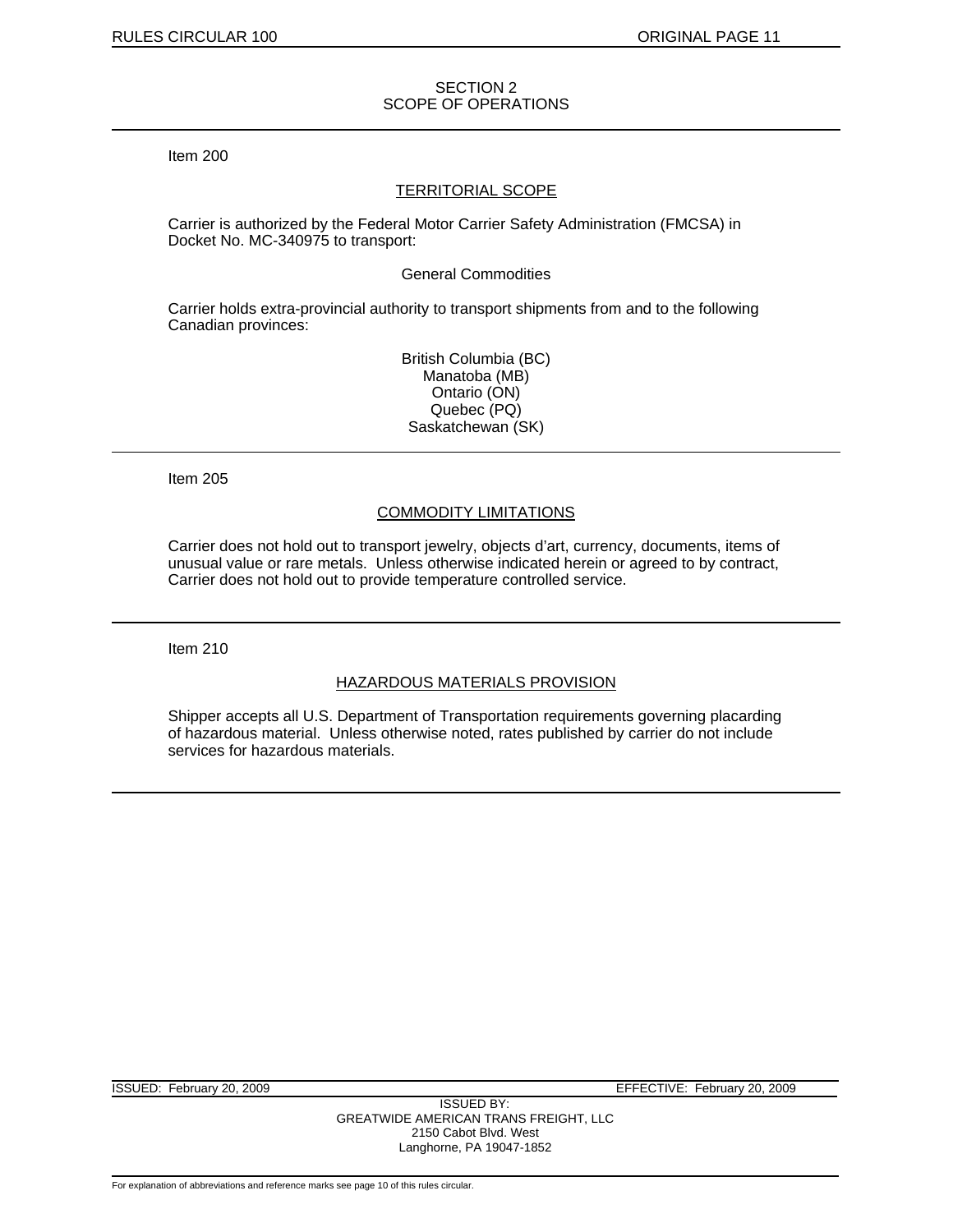## SECTION 2
## SCOPE OF OPERATIONS

Item 200

### TERRITORIAL SCOPE

Carrier is authorized by the Federal Motor Carrier Safety Administration (FMCSA) in Docket No. MC-340975 to transport:

General Commodities

Carrier holds extra-provincial authority to transport shipments from and to the following Canadian provinces:

British Columbia (BC)
Manatoba (MB)
Ontario (ON)
Quebec (PQ)
Saskatchewan (SK)

---

Item 205

### COMMODITY LIMITATIONS

Carrier does not hold out to transport jewelry, objects d'art, currency, documents, items of unusual value or rare metals. Unless otherwise indicated herein or agreed to by contract, Carrier does not hold out to provide temperature controlled service.

---

Item 210

### HAZARDOUS MATERIALS PROVISION

Shipper accepts all U.S. Department of Transportation requirements governing placarding of hazardous material. Unless otherwise noted, rates published by carrier do not include services for hazardous materials.

---

ISSUED: February 20, 2009 EFFECTIVE: February 20, 2009

ISSUED BY:
GREATWIDE AMERICAN TRANS FREIGHT, LLC
2150 Cabot Blvd. West
Langhorne, PA 19047-1852

For explanation of abbreviations and reference marks see page 10 of this rules circular.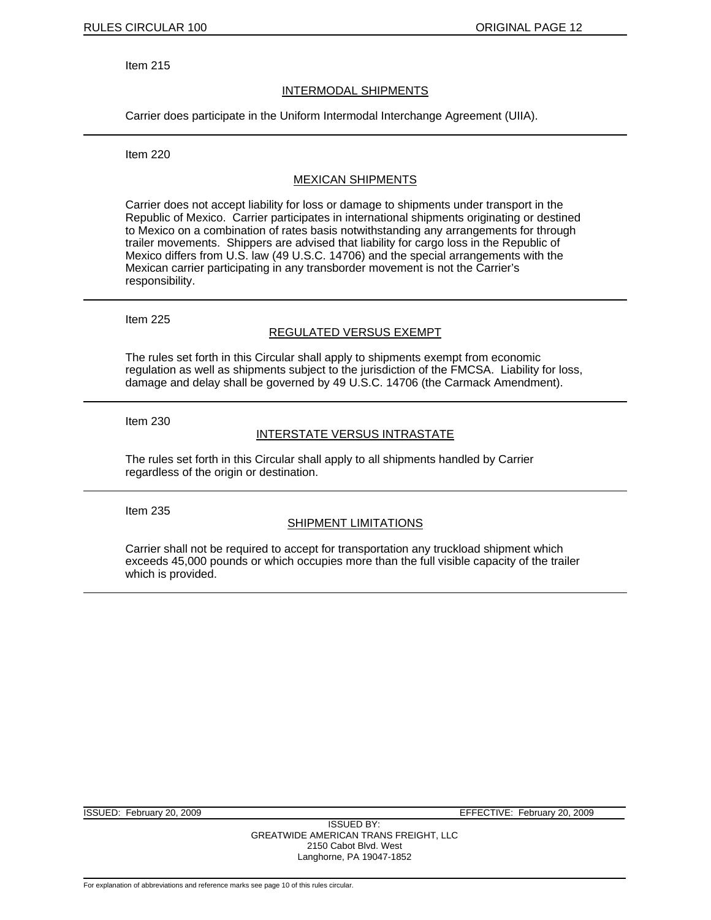Item 215

## INTERMODAL SHIPMENTS

Carrier does participate in the Uniform Intermodal Interchange Agreement (UIIA).

---

Item 220

## MEXICAN SHIPMENTS

Carrier does not accept liability for loss or damage to shipments under transport in the Republic of Mexico. Carrier participates in international shipments originating or destined to Mexico on a combination of rates basis notwithstanding any arrangements for through trailer movements. Shippers are advised that liability for cargo loss in the Republic of Mexico differs from U.S. law (49 U.S.C. 14706) and the special arrangements with the Mexican carrier participating in any transborder movement is not the Carrier's responsibility.

---

Item 225

## REGULATED VERSUS EXEMPT

The rules set forth in this Circular shall apply to shipments exempt from economic regulation as well as shipments subject to the jurisdiction of the FMCSA. Liability for loss, damage and delay shall be governed by 49 U.S.C. 14706 (the Carmack Amendment).

---

Item 230

## INTERSTATE VERSUS INTRASTATE

The rules set forth in this Circular shall apply to all shipments handled by Carrier regardless of the origin or destination.

---

Item 235

## SHIPMENT LIMITATIONS

Carrier shall not be required to accept for transportation any truckload shipment which exceeds 45,000 pounds or which occupies more than the full visible capacity of the trailer which is provided.

---

ISSUED: February 20, 2009 EFFECTIVE: February 20, 2009

ISSUED BY:
GREATWIDE AMERICAN TRANS FREIGHT, LLC
2150 Cabot Blvd. West
Langhorne, PA 19047-1852

For explanation of abbreviations and reference marks see page 10 of this rules circular.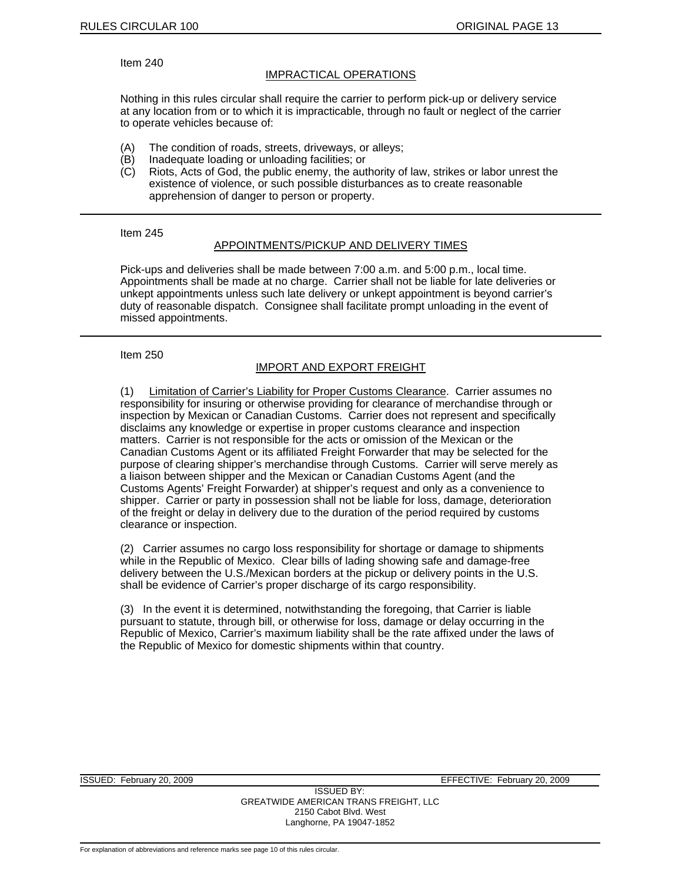Item 240

## IMPRACTICAL OPERATIONS

Nothing in this rules circular shall require the carrier to perform pick-up or delivery service at any location from or to which it is impracticable, through no fault or neglect of the carrier to operate vehicles because of:

(A) The condition of roads, streets, driveways, or alleys;
(B) Inadequate loading or unloading facilities; or
(C) Riots, Acts of God, the public enemy, the authority of law, strikes or labor unrest the existence of violence, or such possible disturbances as to create reasonable apprehension of danger to person or property.

---

Item 245

## APPOINTMENTS/PICKUP AND DELIVERY TIMES

Pick-ups and deliveries shall be made between 7:00 a.m. and 5:00 p.m., local time. Appointments shall be made at no charge. Carrier shall not be liable for late deliveries or unkept appointments unless such late delivery or unkept appointment is beyond carrier's duty of reasonable dispatch. Consignee shall facilitate prompt unloading in the event of missed appointments.

---

Item 250

## IMPORT AND EXPORT FREIGHT

(1) Limitation of Carrier's Liability for Proper Customs Clearance. Carrier assumes no responsibility for insuring or otherwise providing for clearance of merchandise through or inspection by Mexican or Canadian Customs. Carrier does not represent and specifically disclaims any knowledge or expertise in proper customs clearance and inspection matters. Carrier is not responsible for the acts or omission of the Mexican or the Canadian Customs Agent or its affiliated Freight Forwarder that may be selected for the purpose of clearing shipper's merchandise through Customs. Carrier will serve merely as a liaison between shipper and the Mexican or Canadian Customs Agent (and the Customs Agents' Freight Forwarder) at shipper's request and only as a convenience to shipper. Carrier or party in possession shall not be liable for loss, damage, deterioration of the freight or delay in delivery due to the duration of the period required by customs clearance or inspection.

(2) Carrier assumes no cargo loss responsibility for shortage or damage to shipments while in the Republic of Mexico. Clear bills of lading showing safe and damage-free delivery between the U.S./Mexican borders at the pickup or delivery points in the U.S. shall be evidence of Carrier's proper discharge of its cargo responsibility.

(3) In the event it is determined, notwithstanding the foregoing, that Carrier is liable pursuant to statute, through bill, or otherwise for loss, damage or delay occurring in the Republic of Mexico, Carrier's maximum liability shall be the rate affixed under the laws of the Republic of Mexico for domestic shipments within that country.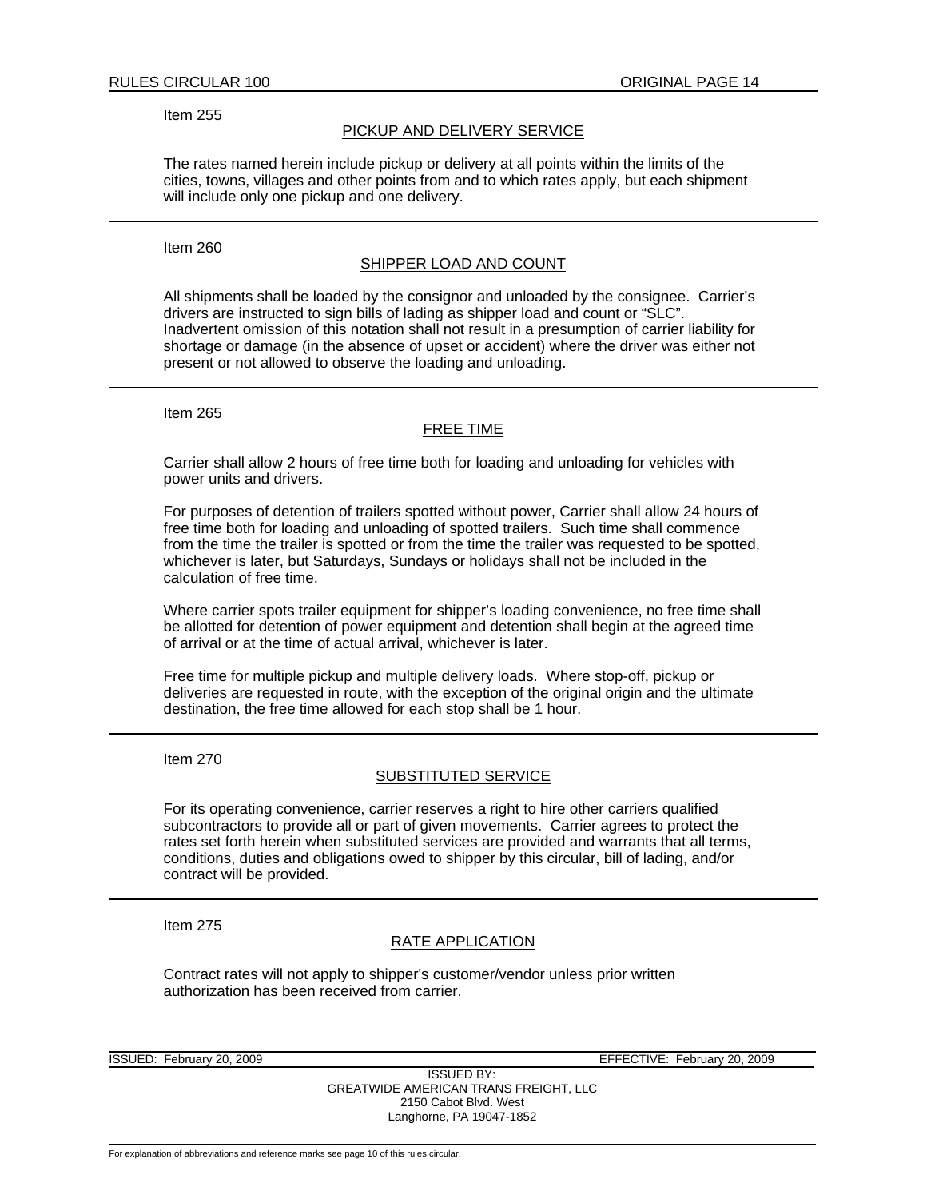Item 255

## PICKUP AND DELIVERY SERVICE

The rates named herein include pickup or delivery at all points within the limits of the cities, towns, villages and other points from and to which rates apply, but each shipment will include only one pickup and one delivery.

---

Item 260

## SHIPPER LOAD AND COUNT

All shipments shall be loaded by the consignor and unloaded by the consignee. Carrier's drivers are instructed to sign bills of lading as shipper load and count or "SLC". Inadvertent omission of this notation shall not result in a presumption of carrier liability for shortage or damage (in the absence of upset or accident) where the driver was either not present or not allowed to observe the loading and unloading.

---

Item 265

## FREE TIME

Carrier shall allow 2 hours of free time both for loading and unloading for vehicles with power units and drivers.

For purposes of detention of trailers spotted without power, Carrier shall allow 24 hours of free time both for loading and unloading of spotted trailers. Such time shall commence from the time the trailer is spotted or from the time the trailer was requested to be spotted, whichever is later, but Saturdays, Sundays or holidays shall not be included in the calculation of free time.

Where carrier spots trailer equipment for shipper's loading convenience, no free time shall be allotted for detention of power equipment and detention shall begin at the agreed time of arrival or at the time of actual arrival, whichever is later.

Free time for multiple pickup and multiple delivery loads. Where stop-off, pickup or deliveries are requested in route, with the exception of the original origin and the ultimate destination, the free time allowed for each stop shall be 1 hour.

---

Item 270

## SUBSTITUTED SERVICE

For its operating convenience, carrier reserves a right to hire other carriers qualified subcontractors to provide all or part of given movements. Carrier agrees to protect the rates set forth herein when substituted services are provided and warrants that all terms, conditions, duties and obligations owed to shipper by this circular, bill of lading, and/or contract will be provided.

---

Item 275

## RATE APPLICATION

Contract rates will not apply to shipper's customer/vendor unless prior written authorization has been received from carrier.

---

ISSUED: February 20, 2009 EFFECTIVE: February 20, 2009

ISSUED BY:
GREATWIDE AMERICAN TRANS FREIGHT, LLC
2150 Cabot Blvd. West
Langhorne, PA 19047-1852

For explanation of abbreviations and reference marks see page 10 of this rules circular.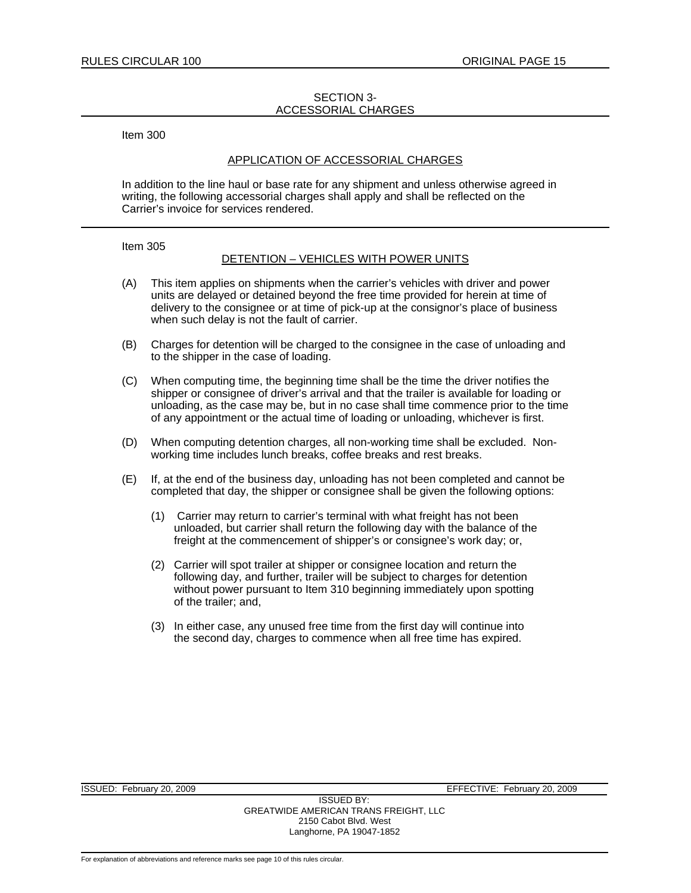## SECTION 3-
## ACCESSORIAL CHARGES

Item 300

### APPLICATION OF ACCESSORIAL CHARGES

In addition to the line haul or base rate for any shipment and unless otherwise agreed in writing, the following accessorial charges shall apply and shall be reflected on the Carrier's invoice for services rendered.

---

Item 305

### DETENTION – VEHICLES WITH POWER UNITS

(A) This item applies on shipments when the carrier's vehicles with driver and power units are delayed or detained beyond the free time provided for herein at time of delivery to the consignee or at time of pick-up at the consignor's place of business when such delay is not the fault of carrier.

(B) Charges for detention will be charged to the consignee in the case of unloading and to the shipper in the case of loading.

(C) When computing time, the beginning time shall be the time the driver notifies the shipper or consignee of driver's arrival and that the trailer is available for loading or unloading, as the case may be, but in no case shall time commence prior to the time of any appointment or the actual time of loading or unloading, whichever is first.

(D) When computing detention charges, all non-working time shall be excluded. Non-working time includes lunch breaks, coffee breaks and rest breaks.

(E) If, at the end of the business day, unloading has not been completed and cannot be completed that day, the shipper or consignee shall be given the following options:

(1) Carrier may return to carrier's terminal with what freight has not been unloaded, but carrier shall return the following day with the balance of the freight at the commencement of shipper's or consignee's work day; or,

(2) Carrier will spot trailer at shipper or consignee location and return the following day, and further, trailer will be subject to charges for detention without power pursuant to Item 310 beginning immediately upon spotting of the trailer; and,

(3) In either case, any unused free time from the first day will continue into the second day, charges to commence when all free time has expired.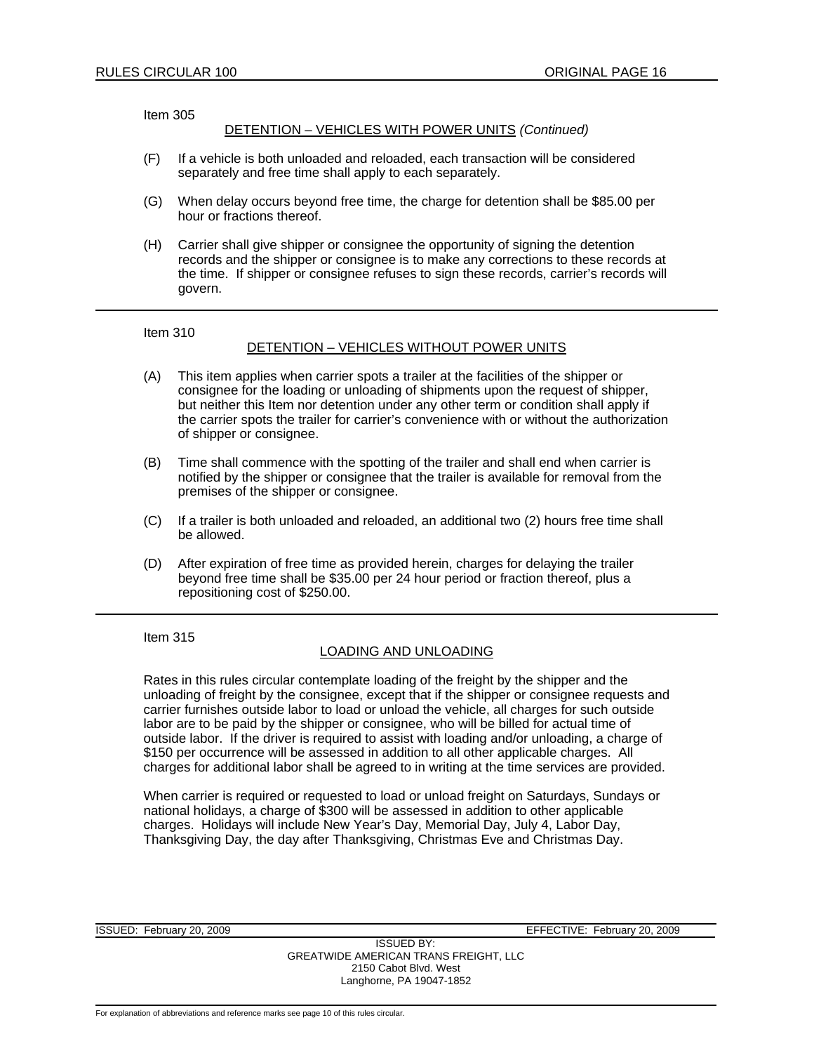Item 305

## DETENTION – VEHICLES WITH POWER UNITS *(Continued)*

(F) If a vehicle is both unloaded and reloaded, each transaction will be considered separately and free time shall apply to each separately.

(G) When delay occurs beyond free time, the charge for detention shall be $85.00 per hour or fractions thereof.

(H) Carrier shall give shipper or consignee the opportunity of signing the detention records and the shipper or consignee is to make any corrections to these records at the time. If shipper or consignee refuses to sign these records, carrier's records will govern.

---

Item 310

## DETENTION – VEHICLES WITHOUT POWER UNITS

(A) This item applies when carrier spots a trailer at the facilities of the shipper or consignee for the loading or unloading of shipments upon the request of shipper, but neither this Item nor detention under any other term or condition shall apply if the carrier spots the trailer for carrier's convenience with or without the authorization of shipper or consignee.

(B) Time shall commence with the spotting of the trailer and shall end when carrier is notified by the shipper or consignee that the trailer is available for removal from the premises of the shipper or consignee.

(C) If a trailer is both unloaded and reloaded, an additional two (2) hours free time shall be allowed.

(D) After expiration of free time as provided herein, charges for delaying the trailer beyond free time shall be $35.00 per 24 hour period or fraction thereof, plus a repositioning cost of $250.00.

---

Item 315

## LOADING AND UNLOADING

Rates in this rules circular contemplate loading of the freight by the shipper and the unloading of freight by the consignee, except that if the shipper or consignee requests and carrier furnishes outside labor to load or unload the vehicle, all charges for such outside labor are to be paid by the shipper or consignee, who will be billed for actual time of outside labor. If the driver is required to assist with loading and/or unloading, a charge of $150 per occurrence will be assessed in addition to all other applicable charges. All charges for additional labor shall be agreed to in writing at the time services are provided.

When carrier is required or requested to load or unload freight on Saturdays, Sundays or national holidays, a charge of $300 will be assessed in addition to other applicable charges. Holidays will include New Year's Day, Memorial Day, July 4, Labor Day, Thanksgiving Day, the day after Thanksgiving, Christmas Eve and Christmas Day.

ISSUED: February 20, 2009 EFFECTIVE: February 20, 2009

ISSUED BY:
GREATWIDE AMERICAN TRANS FREIGHT, LLC
2150 Cabot Blvd. West
Langhorne, PA 19047-1852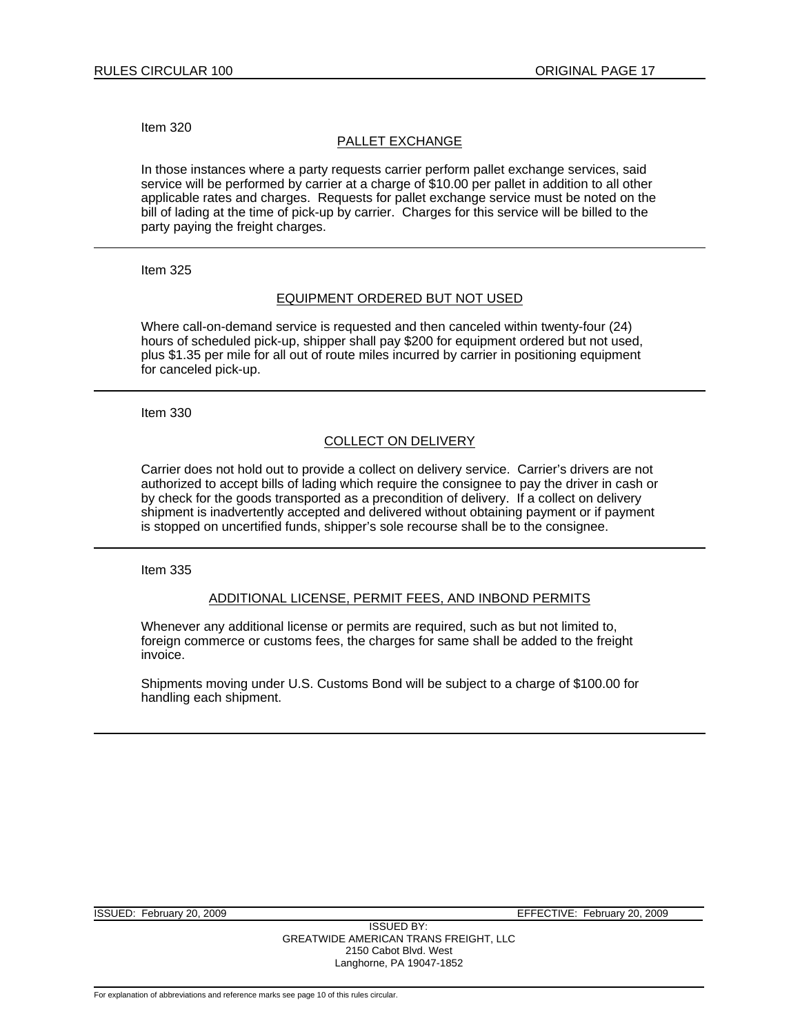Item 320

## PALLET EXCHANGE

In those instances where a party requests carrier perform pallet exchange services, said service will be performed by carrier at a charge of $10.00 per pallet in addition to all other applicable rates and charges. Requests for pallet exchange service must be noted on the bill of lading at the time of pick-up by carrier. Charges for this service will be billed to the party paying the freight charges.

---

Item 325

## EQUIPMENT ORDERED BUT NOT USED

Where call-on-demand service is requested and then canceled within twenty-four (24) hours of scheduled pick-up, shipper shall pay $200 for equipment ordered but not used, plus $1.35 per mile for all out of route miles incurred by carrier in positioning equipment for canceled pick-up.

---

Item 330

## COLLECT ON DELIVERY

Carrier does not hold out to provide a collect on delivery service. Carrier's drivers are not authorized to accept bills of lading which require the consignee to pay the driver in cash or by check for the goods transported as a precondition of delivery. If a collect on delivery shipment is inadvertently accepted and delivered without obtaining payment or if payment is stopped on uncertified funds, shipper's sole recourse shall be to the consignee.

---

Item 335

## ADDITIONAL LICENSE, PERMIT FEES, AND INBOND PERMITS

Whenever any additional license or permits are required, such as but not limited to, foreign commerce or customs fees, the charges for same shall be added to the freight invoice.

Shipments moving under U.S. Customs Bond will be subject to a charge of $100.00 for handling each shipment.

---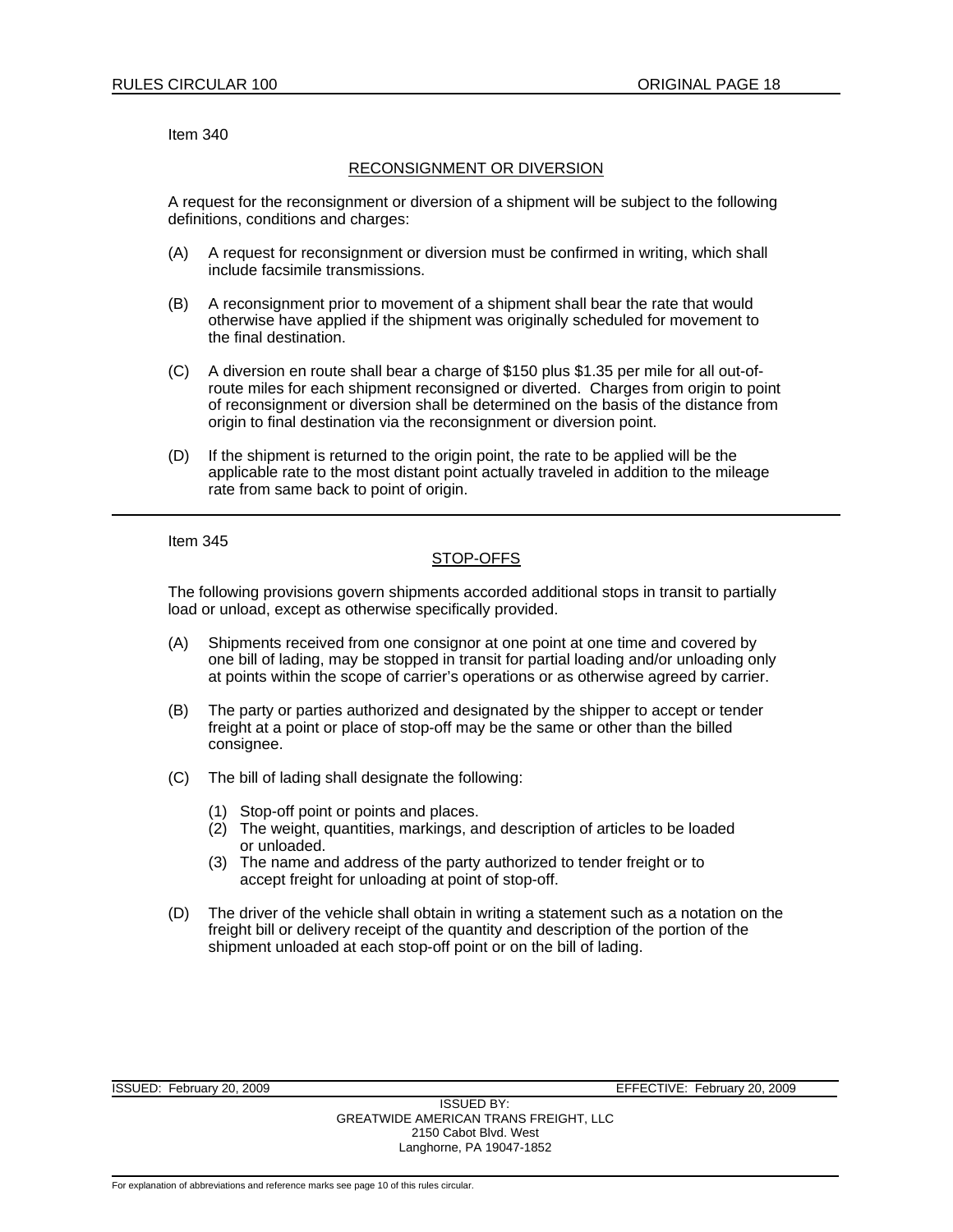Item 340

## RECONSIGNMENT OR DIVERSION

A request for the reconsignment or diversion of a shipment will be subject to the following definitions, conditions and charges:

(A) A request for reconsignment or diversion must be confirmed in writing, which shall include facsimile transmissions.

(B) A reconsignment prior to movement of a shipment shall bear the rate that would otherwise have applied if the shipment was originally scheduled for movement to the final destination.

(C) A diversion en route shall bear a charge of $150 plus $1.35 per mile for all out-of-route miles for each shipment reconsigned or diverted. Charges from origin to point of reconsignment or diversion shall be determined on the basis of the distance from origin to final destination via the reconsignment or diversion point.

(D) If the shipment is returned to the origin point, the rate to be applied will be the applicable rate to the most distant point actually traveled in addition to the mileage rate from same back to point of origin.

---

Item 345

## STOP-OFFS

The following provisions govern shipments accorded additional stops in transit to partially load or unload, except as otherwise specifically provided.

(A) Shipments received from one consignor at one point at one time and covered by one bill of lading, may be stopped in transit for partial loading and/or unloading only at points within the scope of carrier's operations or as otherwise agreed by carrier.

(B) The party or parties authorized and designated by the shipper to accept or tender freight at a point or place of stop-off may be the same or other than the billed consignee.

(C) The bill of lading shall designate the following:

(1) Stop-off point or points and places.
(2) The weight, quantities, markings, and description of articles to be loaded or unloaded.
(3) The name and address of the party authorized to tender freight or to accept freight for unloading at point of stop-off.

(D) The driver of the vehicle shall obtain in writing a statement such as a notation on the freight bill or delivery receipt of the quantity and description of the portion of the shipment unloaded at each stop-off point or on the bill of lading.

ISSUED: February 20, 2009 EFFECTIVE: February 20, 2009

ISSUED BY:
GREATWIDE AMERICAN TRANS FREIGHT, LLC
2150 Cabot Blvd. West
Langhorne, PA 19047-1852

For explanation of abbreviations and reference marks see page 10 of this rules circular.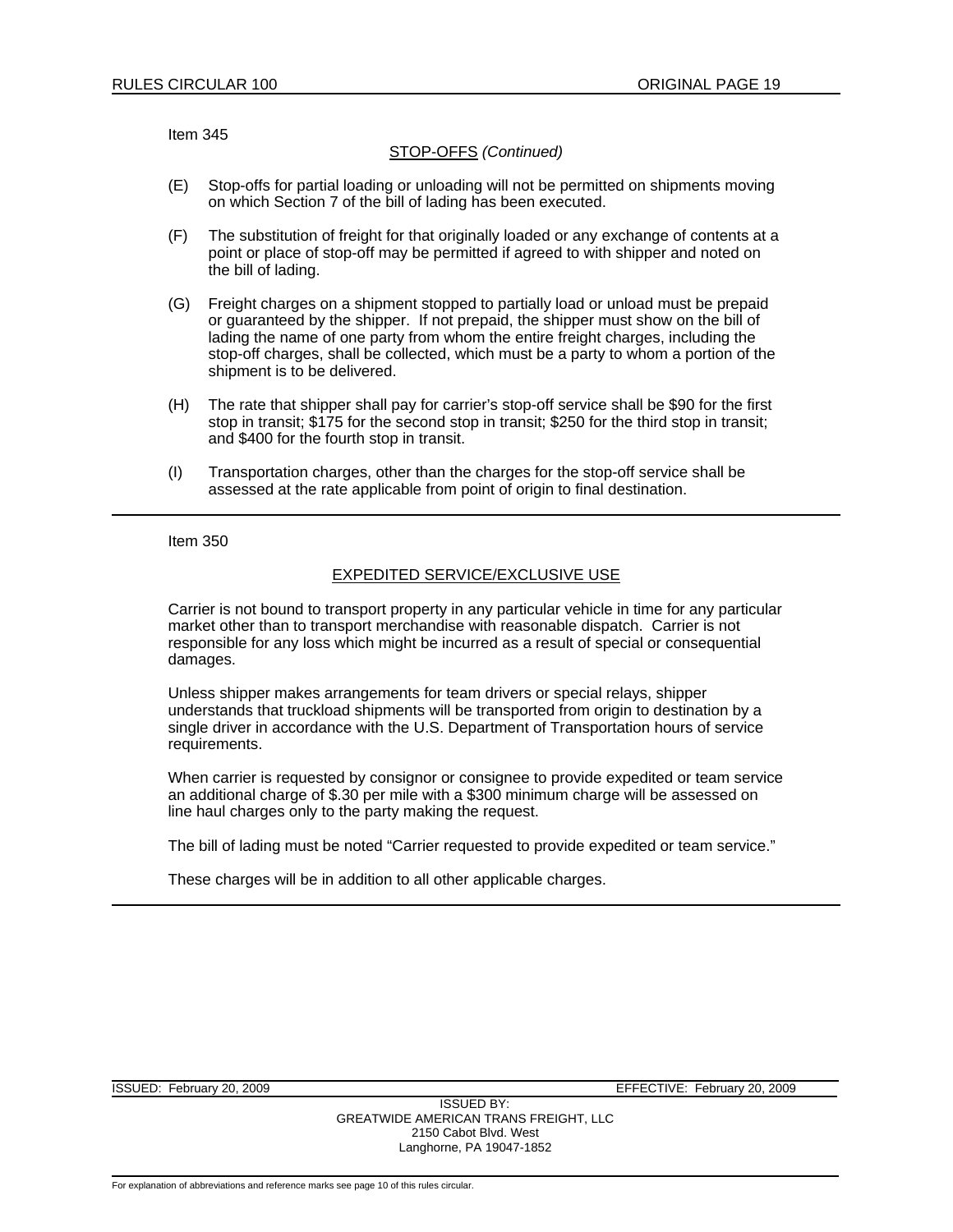Item 345

## STOP-OFFS *(Continued)*

(E) Stop-offs for partial loading or unloading will not be permitted on shipments moving on which Section 7 of the bill of lading has been executed.

(F) The substitution of freight for that originally loaded or any exchange of contents at a point or place of stop-off may be permitted if agreed to with shipper and noted on the bill of lading.

(G) Freight charges on a shipment stopped to partially load or unload must be prepaid or guaranteed by the shipper. If not prepaid, the shipper must show on the bill of lading the name of one party from whom the entire freight charges, including the stop-off charges, shall be collected, which must be a party to whom a portion of the shipment is to be delivered.

(H) The rate that shipper shall pay for carrier's stop-off service shall be $90 for the first stop in transit; $175 for the second stop in transit; $250 for the third stop in transit; and $400 for the fourth stop in transit.

(I) Transportation charges, other than the charges for the stop-off service shall be assessed at the rate applicable from point of origin to final destination.

---

Item 350

## EXPEDITED SERVICE/EXCLUSIVE USE

Carrier is not bound to transport property in any particular vehicle in time for any particular market other than to transport merchandise with reasonable dispatch. Carrier is not responsible for any loss which might be incurred as a result of special or consequential damages.

Unless shipper makes arrangements for team drivers or special relays, shipper understands that truckload shipments will be transported from origin to destination by a single driver in accordance with the U.S. Department of Transportation hours of service requirements.

When carrier is requested by consignor or consignee to provide expedited or team service an additional charge of $.30 per mile with a $300 minimum charge will be assessed on line haul charges only to the party making the request.

The bill of lading must be noted "Carrier requested to provide expedited or team service."

These charges will be in addition to all other applicable charges.

---

ISSUED: February 20, 2009 EFFECTIVE: February 20, 2009

ISSUED BY:
GREATWIDE AMERICAN TRANS FREIGHT, LLC
2150 Cabot Blvd. West
Langhorne, PA 19047-1852

For explanation of abbreviations and reference marks see page 10 of this rules circular.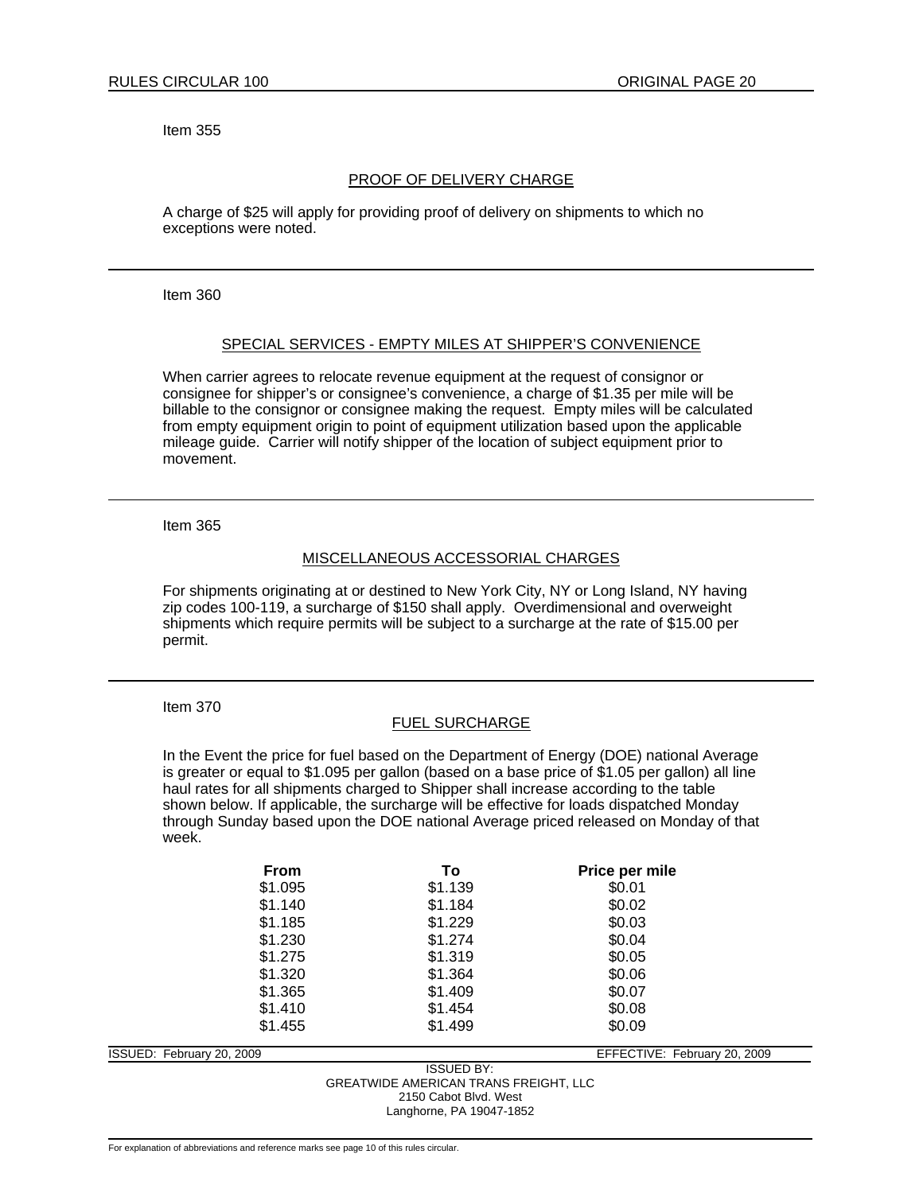Item 355

## PROOF OF DELIVERY CHARGE

A charge of $25 will apply for providing proof of delivery on shipments to which no exceptions were noted.

---

Item 360

## SPECIAL SERVICES - EMPTY MILES AT SHIPPER'S CONVENIENCE

When carrier agrees to relocate revenue equipment at the request of consignor or consignee for shipper's or consignee's convenience, a charge of $1.35 per mile will be billable to the consignor or consignee making the request. Empty miles will be calculated from empty equipment origin to point of equipment utilization based upon the applicable mileage guide. Carrier will notify shipper of the location of subject equipment prior to movement.

---

Item 365

## MISCELLANEOUS ACCESSORIAL CHARGES

For shipments originating at or destined to New York City, NY or Long Island, NY having zip codes 100-119, a surcharge of $150 shall apply. Overdimensional and overweight shipments which require permits will be subject to a surcharge at the rate of $15.00 per permit.

---

Item 370

## FUEL SURCHARGE

In the Event the price for fuel based on the Department of Energy (DOE) national Average is greater or equal to $1.095 per gallon (based on a base price of $1.05 per gallon) all line haul rates for all shipments charged to Shipper shall increase according to the table shown below. If applicable, the surcharge will be effective for loads dispatched Monday through Sunday based upon the DOE national Average priced released on Monday of that week.

| From | To | Price per mile |
|---|---|---|
| $1.095 | $1.139 | $0.01 |
| $1.140 | $1.184 | $0.02 |
| $1.185 | $1.229 | $0.03 |
| $1.230 | $1.274 | $0.04 |
| $1.275 | $1.319 | $0.05 |
| $1.320 | $1.364 | $0.06 |
| $1.365 | $1.409 | $0.07 |
| $1.410 | $1.454 | $0.08 |
| $1.455 | $1.499 | $0.09 |

ISSUED: February 20, 2009 EFFECTIVE: February 20, 2009

ISSUED BY:
GREATWIDE AMERICAN TRANS FREIGHT, LLC
2150 Cabot Blvd. West
Langhorne, PA 19047-1852

For explanation of abbreviations and reference marks see page 10 of this rules circular.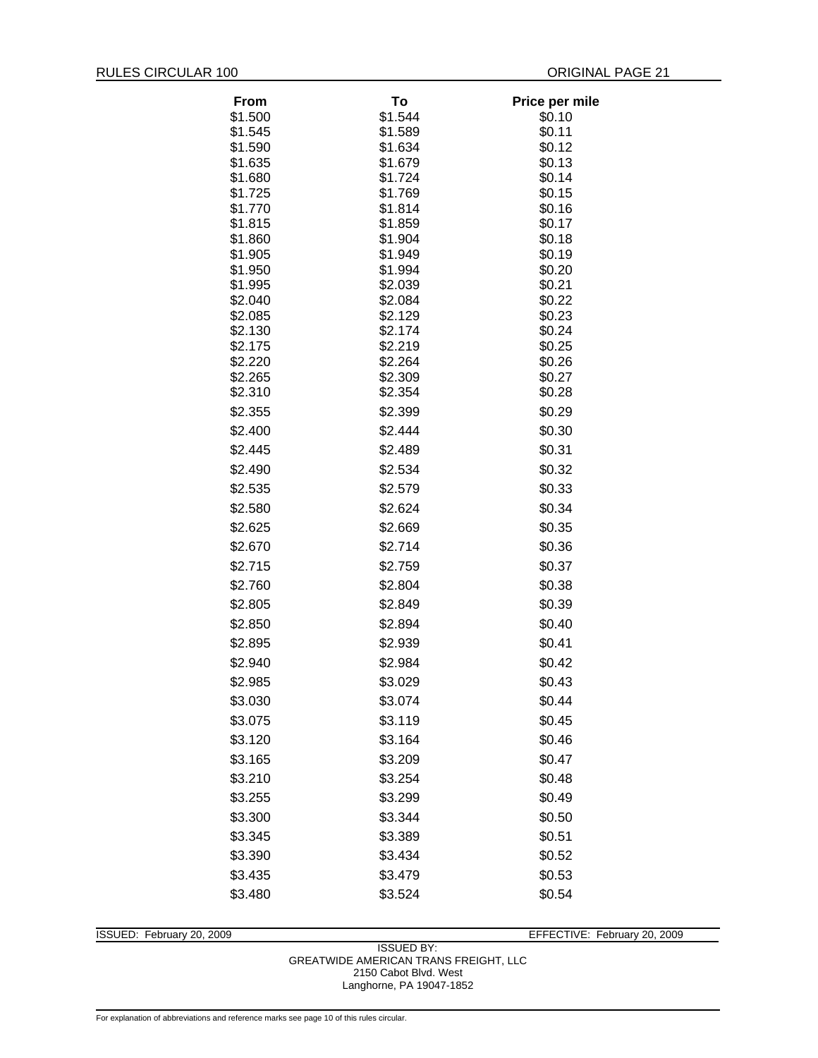| From | To | Price per mile |
|---|---|---|
| $1.500 | $1.544 | $0.10 |
| $1.545 | $1.589 | $0.11 |
| $1.590 | $1.634 | $0.12 |
| $1.635 | $1.679 | $0.13 |
| $1.680 | $1.724 | $0.14 |
| $1.725 | $1.769 | $0.15 |
| $1.770 | $1.814 | $0.16 |
| $1.815 | $1.859 | $0.17 |
| $1.860 | $1.904 | $0.18 |
| $1.905 | $1.949 | $0.19 |
| $1.950 | $1.994 | $0.20 |
| $1.995 | $2.039 | $0.21 |
| $2.040 | $2.084 | $0.22 |
| $2.085 | $2.129 | $0.23 |
| $2.130 | $2.174 | $0.24 |
| $2.175 | $2.219 | $0.25 |
| $2.220 | $2.264 | $0.26 |
| $2.265 | $2.309 | $0.27 |
| $2.310 | $2.354 | $0.28 |
| $2.355 | $2.399 | $0.29 |
| $2.400 | $2.444 | $0.30 |
| $2.445 | $2.489 | $0.31 |
| $2.490 | $2.534 | $0.32 |
| $2.535 | $2.579 | $0.33 |
| $2.580 | $2.624 | $0.34 |
| $2.625 | $2.669 | $0.35 |
| $2.670 | $2.714 | $0.36 |
| $2.715 | $2.759 | $0.37 |
| $2.760 | $2.804 | $0.38 |
| $2.805 | $2.849 | $0.39 |
| $2.850 | $2.894 | $0.40 |
| $2.895 | $2.939 | $0.41 |
| $2.940 | $2.984 | $0.42 |
| $2.985 | $3.029 | $0.43 |
| $3.030 | $3.074 | $0.44 |
| $3.075 | $3.119 | $0.45 |
| $3.120 | $3.164 | $0.46 |
| $3.165 | $3.209 | $0.47 |
| $3.210 | $3.254 | $0.48 |
| $3.255 | $3.299 | $0.49 |
| $3.300 | $3.344 | $0.50 |
| $3.345 | $3.389 | $0.51 |
| $3.390 | $3.434 | $0.52 |
| $3.435 | $3.479 | $0.53 |
| $3.480 | $3.524 | $0.54 |

ISSUED: February 20, 2009

EFFECTIVE: February 20, 2009

ISSUED BY:
GREATWIDE AMERICAN TRANS FREIGHT, LLC
2150 Cabot Blvd. West
Langhorne, PA 19047-1852

For explanation of abbreviations and reference marks see page 10 of this rules circular.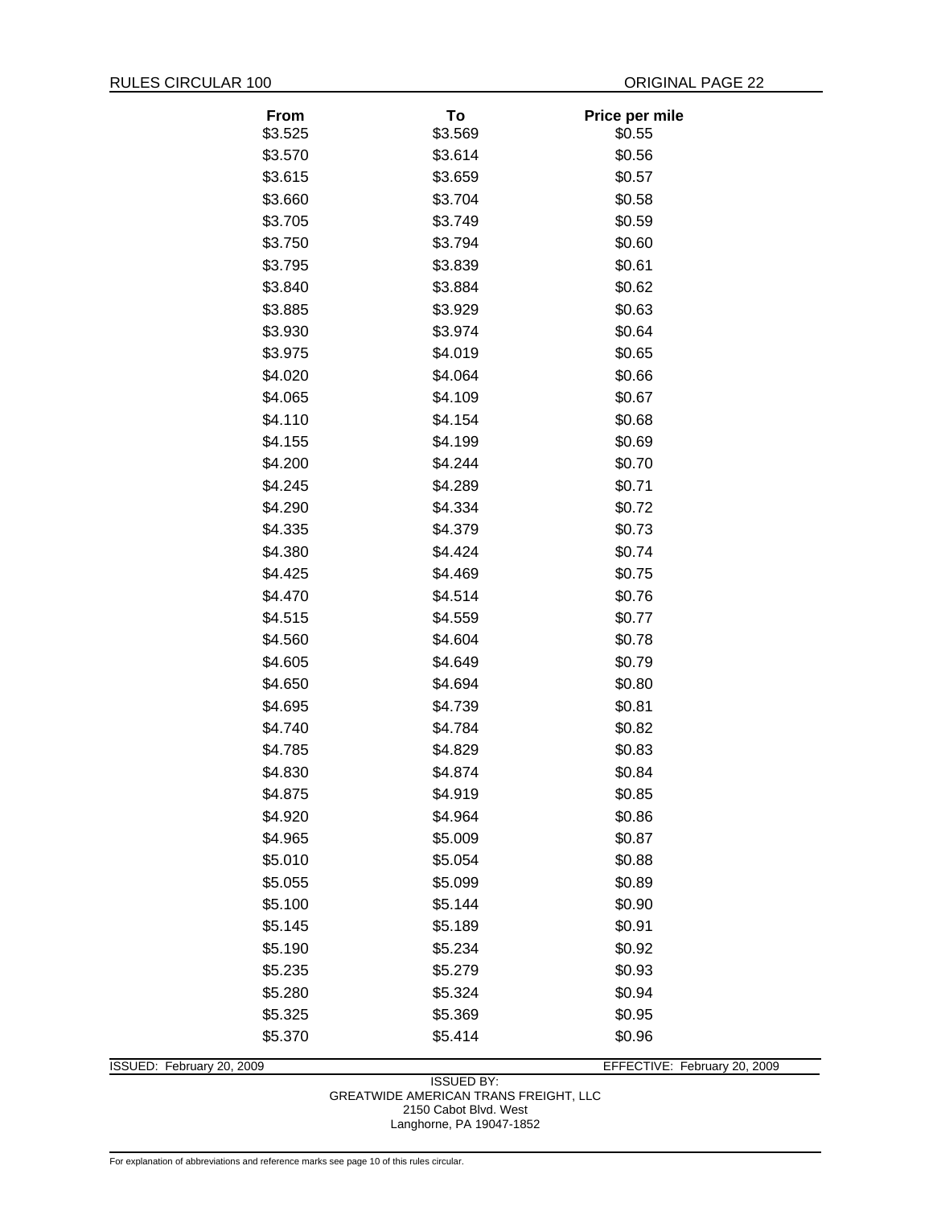| From | To | Price per mile |
|---|---|---|
| $3.525 | $3.569 | $0.55 |
| $3.570 | $3.614 | $0.56 |
| $3.615 | $3.659 | $0.57 |
| $3.660 | $3.704 | $0.58 |
| $3.705 | $3.749 | $0.59 |
| $3.750 | $3.794 | $0.60 |
| $3.795 | $3.839 | $0.61 |
| $3.840 | $3.884 | $0.62 |
| $3.885 | $3.929 | $0.63 |
| $3.930 | $3.974 | $0.64 |
| $3.975 | $4.019 | $0.65 |
| $4.020 | $4.064 | $0.66 |
| $4.065 | $4.109 | $0.67 |
| $4.110 | $4.154 | $0.68 |
| $4.155 | $4.199 | $0.69 |
| $4.200 | $4.244 | $0.70 |
| $4.245 | $4.289 | $0.71 |
| $4.290 | $4.334 | $0.72 |
| $4.335 | $4.379 | $0.73 |
| $4.380 | $4.424 | $0.74 |
| $4.425 | $4.469 | $0.75 |
| $4.470 | $4.514 | $0.76 |
| $4.515 | $4.559 | $0.77 |
| $4.560 | $4.604 | $0.78 |
| $4.605 | $4.649 | $0.79 |
| $4.650 | $4.694 | $0.80 |
| $4.695 | $4.739 | $0.81 |
| $4.740 | $4.784 | $0.82 |
| $4.785 | $4.829 | $0.83 |
| $4.830 | $4.874 | $0.84 |
| $4.875 | $4.919 | $0.85 |
| $4.920 | $4.964 | $0.86 |
| $4.965 | $5.009 | $0.87 |
| $5.010 | $5.054 | $0.88 |
| $5.055 | $5.099 | $0.89 |
| $5.100 | $5.144 | $0.90 |
| $5.145 | $5.189 | $0.91 |
| $5.190 | $5.234 | $0.92 |
| $5.235 | $5.279 | $0.93 |
| $5.280 | $5.324 | $0.94 |
| $5.325 | $5.369 | $0.95 |
| $5.370 | $5.414 | $0.96 |

ISSUED: February 20, 2009 EFFECTIVE: February 20, 2009

ISSUED BY:
GREATWIDE AMERICAN TRANS FREIGHT, LLC
2150 Cabot Blvd. West
Langhorne, PA 19047-1852

For explanation of abbreviations and reference marks see page 10 of this rules circular.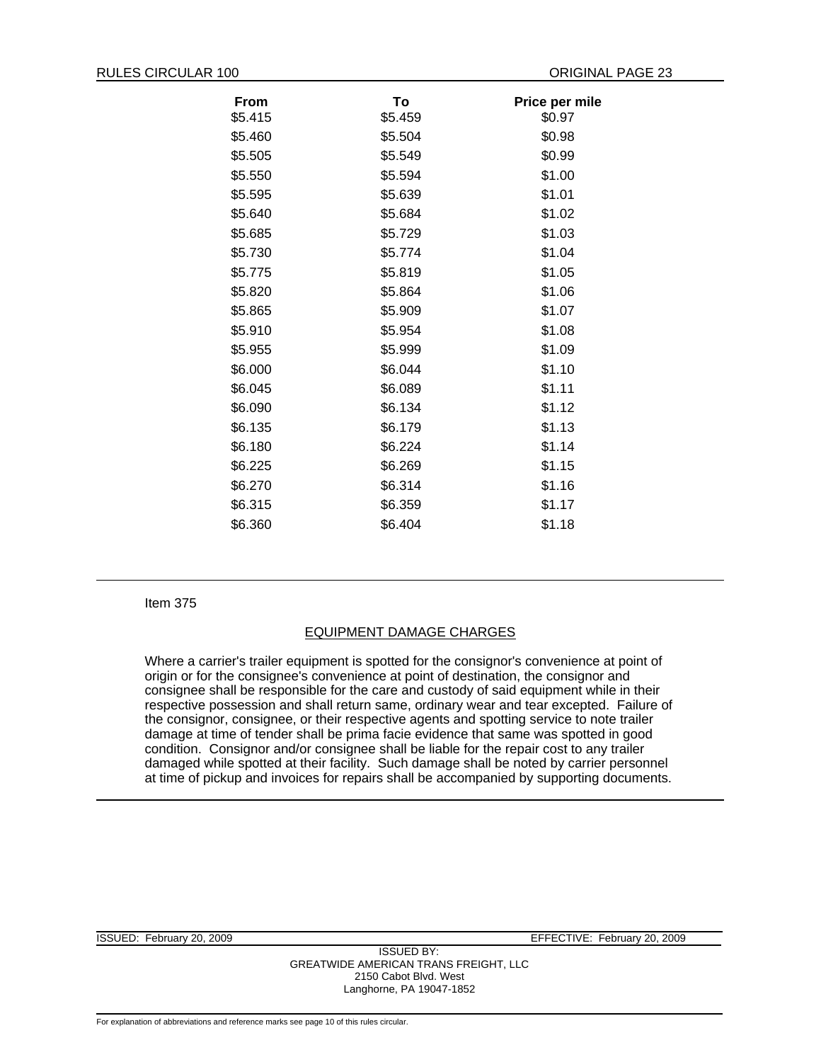| From | To | Price per mile |
|---|---|---|
| $5.415 | $5.459 | $0.97 |
| $5.460 | $5.504 | $0.98 |
| $5.505 | $5.549 | $0.99 |
| $5.550 | $5.594 | $1.00 |
| $5.595 | $5.639 | $1.01 |
| $5.640 | $5.684 | $1.02 |
| $5.685 | $5.729 | $1.03 |
| $5.730 | $5.774 | $1.04 |
| $5.775 | $5.819 | $1.05 |
| $5.820 | $5.864 | $1.06 |
| $5.865 | $5.909 | $1.07 |
| $5.910 | $5.954 | $1.08 |
| $5.955 | $5.999 | $1.09 |
| $6.000 | $6.044 | $1.10 |
| $6.045 | $6.089 | $1.11 |
| $6.090 | $6.134 | $1.12 |
| $6.135 | $6.179 | $1.13 |
| $6.180 | $6.224 | $1.14 |
| $6.225 | $6.269 | $1.15 |
| $6.270 | $6.314 | $1.16 |
| $6.315 | $6.359 | $1.17 |
| $6.360 | $6.404 | $1.18 |

Item 375

## EQUIPMENT DAMAGE CHARGES

Where a carrier's trailer equipment is spotted for the consignor's convenience at point of origin or for the consignee's convenience at point of destination, the consignor and consignee shall be responsible for the care and custody of said equipment while in their respective possession and shall return same, ordinary wear and tear excepted. Failure of the consignor, consignee, or their respective agents and spotting service to note trailer damage at time of tender shall be prima facie evidence that same was spotted in good condition. Consignor and/or consignee shall be liable for the repair cost to any trailer damaged while spotted at their facility. Such damage shall be noted by carrier personnel at time of pickup and invoices for repairs shall be accompanied by supporting documents.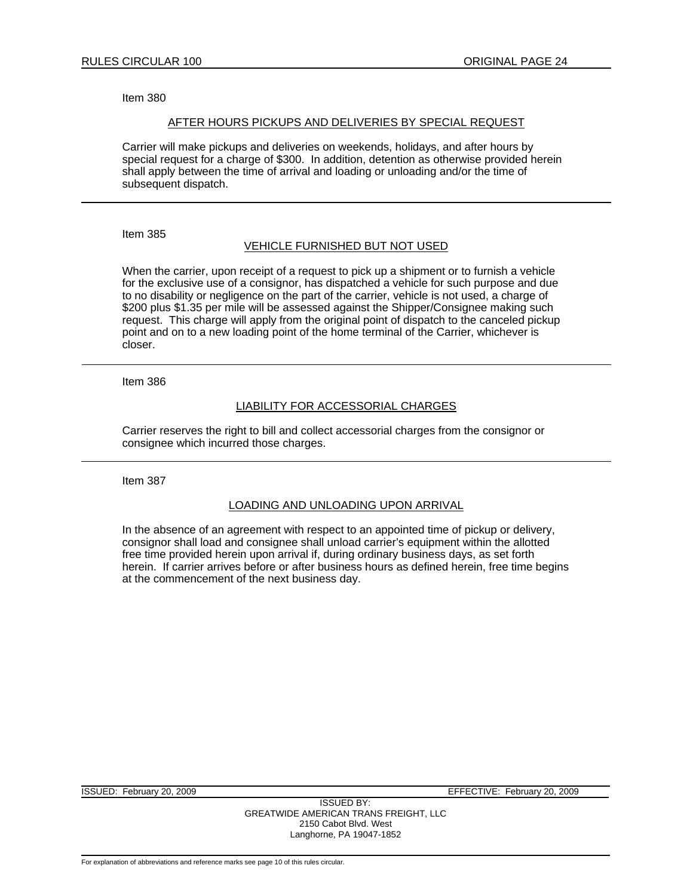Item 380

## AFTER HOURS PICKUPS AND DELIVERIES BY SPECIAL REQUEST

Carrier will make pickups and deliveries on weekends, holidays, and after hours by special request for a charge of $300. In addition, detention as otherwise provided herein shall apply between the time of arrival and loading or unloading and/or the time of subsequent dispatch.

---

Item 385

## VEHICLE FURNISHED BUT NOT USED

When the carrier, upon receipt of a request to pick up a shipment or to furnish a vehicle for the exclusive use of a consignor, has dispatched a vehicle for such purpose and due to no disability or negligence on the part of the carrier, vehicle is not used, a charge of $200 plus $1.35 per mile will be assessed against the Shipper/Consignee making such request. This charge will apply from the original point of dispatch to the canceled pickup point and on to a new loading point of the home terminal of the Carrier, whichever is closer.

---

Item 386

## LIABILITY FOR ACCESSORIAL CHARGES

Carrier reserves the right to bill and collect accessorial charges from the consignor or consignee which incurred those charges.

---

Item 387

## LOADING AND UNLOADING UPON ARRIVAL

In the absence of an agreement with respect to an appointed time of pickup or delivery, consignor shall load and consignee shall unload carrier's equipment within the allotted free time provided herein upon arrival if, during ordinary business days, as set forth herein. If carrier arrives before or after business hours as defined herein, free time begins at the commencement of the next business day.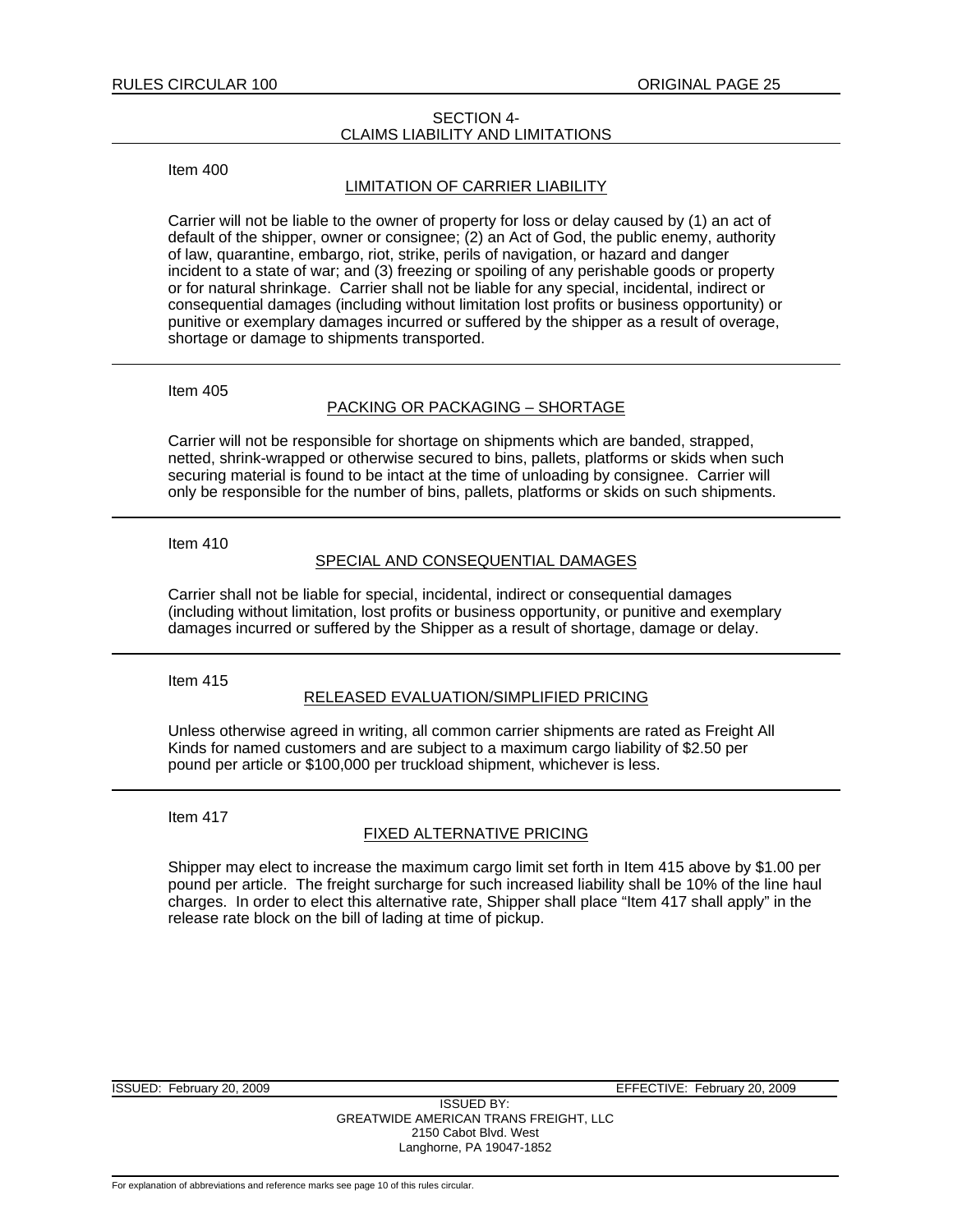## SECTION 4-
## CLAIMS LIABILITY AND LIMITATIONS

Item 400

### LIMITATION OF CARRIER LIABILITY

Carrier will not be liable to the owner of property for loss or delay caused by (1) an act of default of the shipper, owner or consignee; (2) an Act of God, the public enemy, authority of law, quarantine, embargo, riot, strike, perils of navigation, or hazard and danger incident to a state of war; and (3) freezing or spoiling of any perishable goods or property or for natural shrinkage. Carrier shall not be liable for any special, incidental, indirect or consequential damages (including without limitation lost profits or business opportunity) or punitive or exemplary damages incurred or suffered by the shipper as a result of overage, shortage or damage to shipments transported.

Item 405

### PACKING OR PACKAGING – SHORTAGE

Carrier will not be responsible for shortage on shipments which are banded, strapped, netted, shrink-wrapped or otherwise secured to bins, pallets, platforms or skids when such securing material is found to be intact at the time of unloading by consignee. Carrier will only be responsible for the number of bins, pallets, platforms or skids on such shipments.

Item 410

### SPECIAL AND CONSEQUENTIAL DAMAGES

Carrier shall not be liable for special, incidental, indirect or consequential damages (including without limitation, lost profits or business opportunity, or punitive and exemplary damages incurred or suffered by the Shipper as a result of shortage, damage or delay.

Item 415

### RELEASED EVALUATION/SIMPLIFIED PRICING

Unless otherwise agreed in writing, all common carrier shipments are rated as Freight All Kinds for named customers and are subject to a maximum cargo liability of $2.50 per pound per article or $100,000 per truckload shipment, whichever is less.

Item 417

### FIXED ALTERNATIVE PRICING

Shipper may elect to increase the maximum cargo limit set forth in Item 415 above by $1.00 per pound per article. The freight surcharge for such increased liability shall be 10% of the line haul charges. In order to elect this alternative rate, Shipper shall place "Item 417 shall apply" in the release rate block on the bill of lading at time of pickup.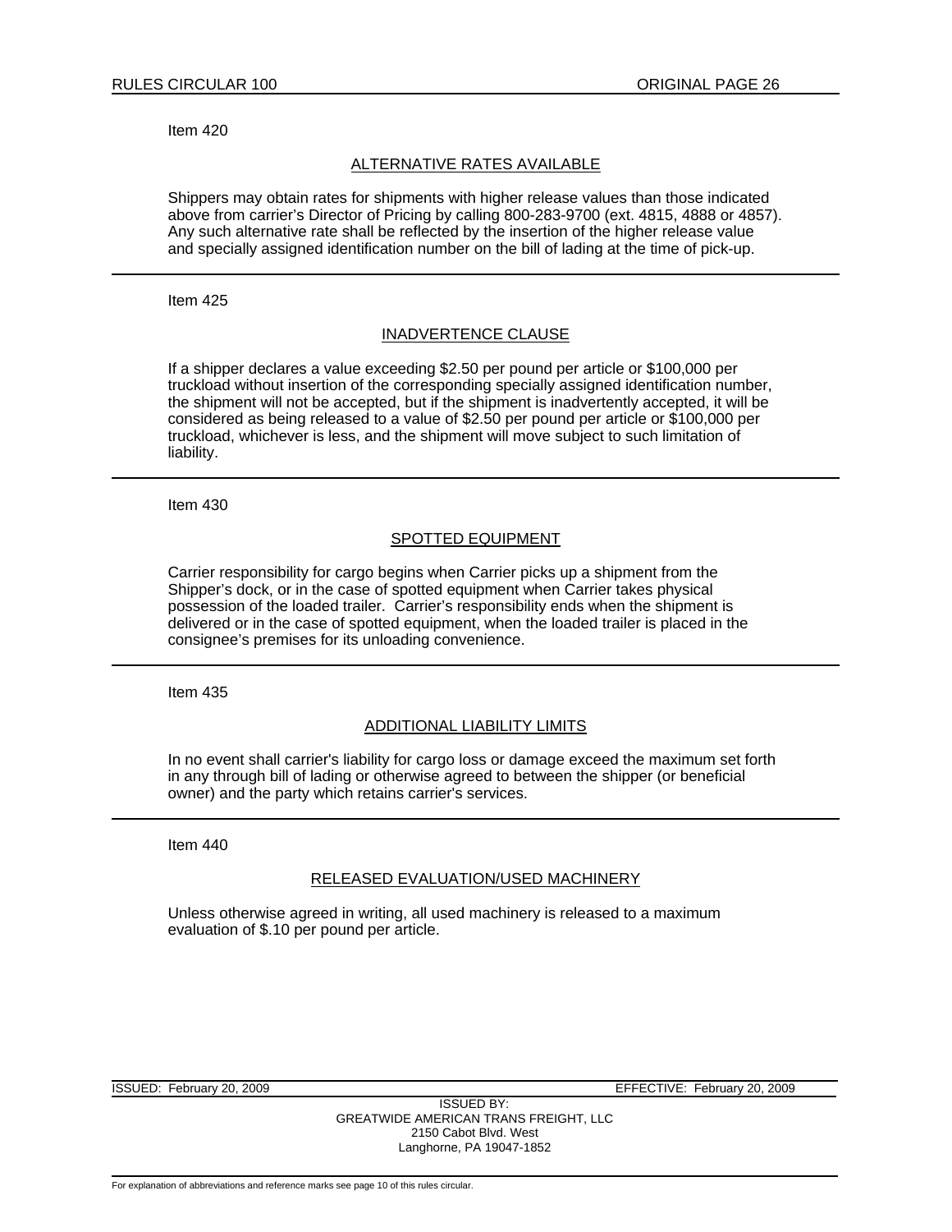Item 420

## ALTERNATIVE RATES AVAILABLE

Shippers may obtain rates for shipments with higher release values than those indicated above from carrier's Director of Pricing by calling 800-283-9700 (ext. 4815, 4888 or 4857). Any such alternative rate shall be reflected by the insertion of the higher release value and specially assigned identification number on the bill of lading at the time of pick-up.

---

Item 425

## INADVERTENCE CLAUSE

If a shipper declares a value exceeding $2.50 per pound per article or $100,000 per truckload without insertion of the corresponding specially assigned identification number, the shipment will not be accepted, but if the shipment is inadvertently accepted, it will be considered as being released to a value of $2.50 per pound per article or $100,000 per truckload, whichever is less, and the shipment will move subject to such limitation of liability.

---

Item 430

## SPOTTED EQUIPMENT

Carrier responsibility for cargo begins when Carrier picks up a shipment from the Shipper's dock, or in the case of spotted equipment when Carrier takes physical possession of the loaded trailer. Carrier's responsibility ends when the shipment is delivered or in the case of spotted equipment, when the loaded trailer is placed in the consignee's premises for its unloading convenience.

---

Item 435

## ADDITIONAL LIABILITY LIMITS

In no event shall carrier's liability for cargo loss or damage exceed the maximum set forth in any through bill of lading or otherwise agreed to between the shipper (or beneficial owner) and the party which retains carrier's services.

---

Item 440

## RELEASED EVALUATION/USED MACHINERY

Unless otherwise agreed in writing, all used machinery is released to a maximum evaluation of $.10 per pound per article.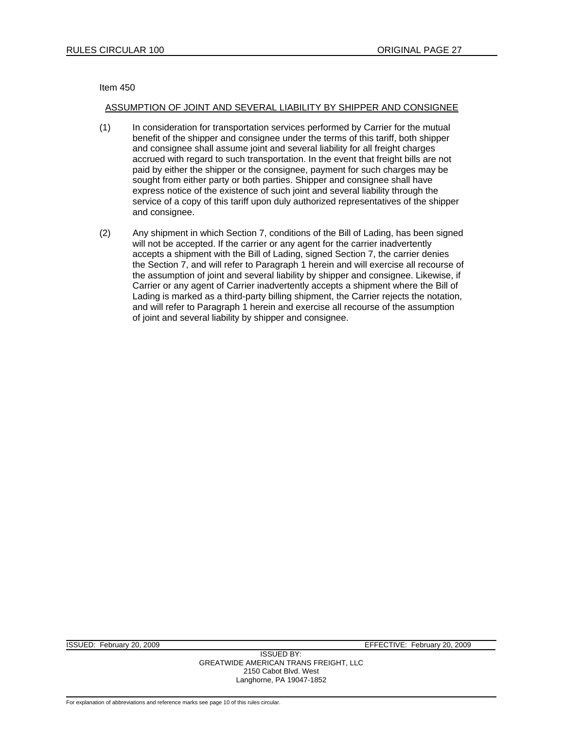Item 450

## ASSUMPTION OF JOINT AND SEVERAL LIABILITY BY SHIPPER AND CONSIGNEE

(1) In consideration for transportation services performed by Carrier for the mutual benefit of the shipper and consignee under the terms of this tariff, both shipper and consignee shall assume joint and several liability for all freight charges accrued with regard to such transportation. In the event that freight bills are not paid by either the shipper or the consignee, payment for such charges may be sought from either party or both parties. Shipper and consignee shall have express notice of the existence of such joint and several liability through the service of a copy of this tariff upon duly authorized representatives of the shipper and consignee.

(2) Any shipment in which Section 7, conditions of the Bill of Lading, has been signed will not be accepted. If the carrier or any agent for the carrier inadvertently accepts a shipment with the Bill of Lading, signed Section 7, the carrier denies the Section 7, and will refer to Paragraph 1 herein and will exercise all recourse of the assumption of joint and several liability by shipper and consignee. Likewise, if Carrier or any agent of Carrier inadvertently accepts a shipment where the Bill of Lading is marked as a third-party billing shipment, the Carrier rejects the notation, and will refer to Paragraph 1 herein and exercise all recourse of the assumption of joint and several liability by shipper and consignee.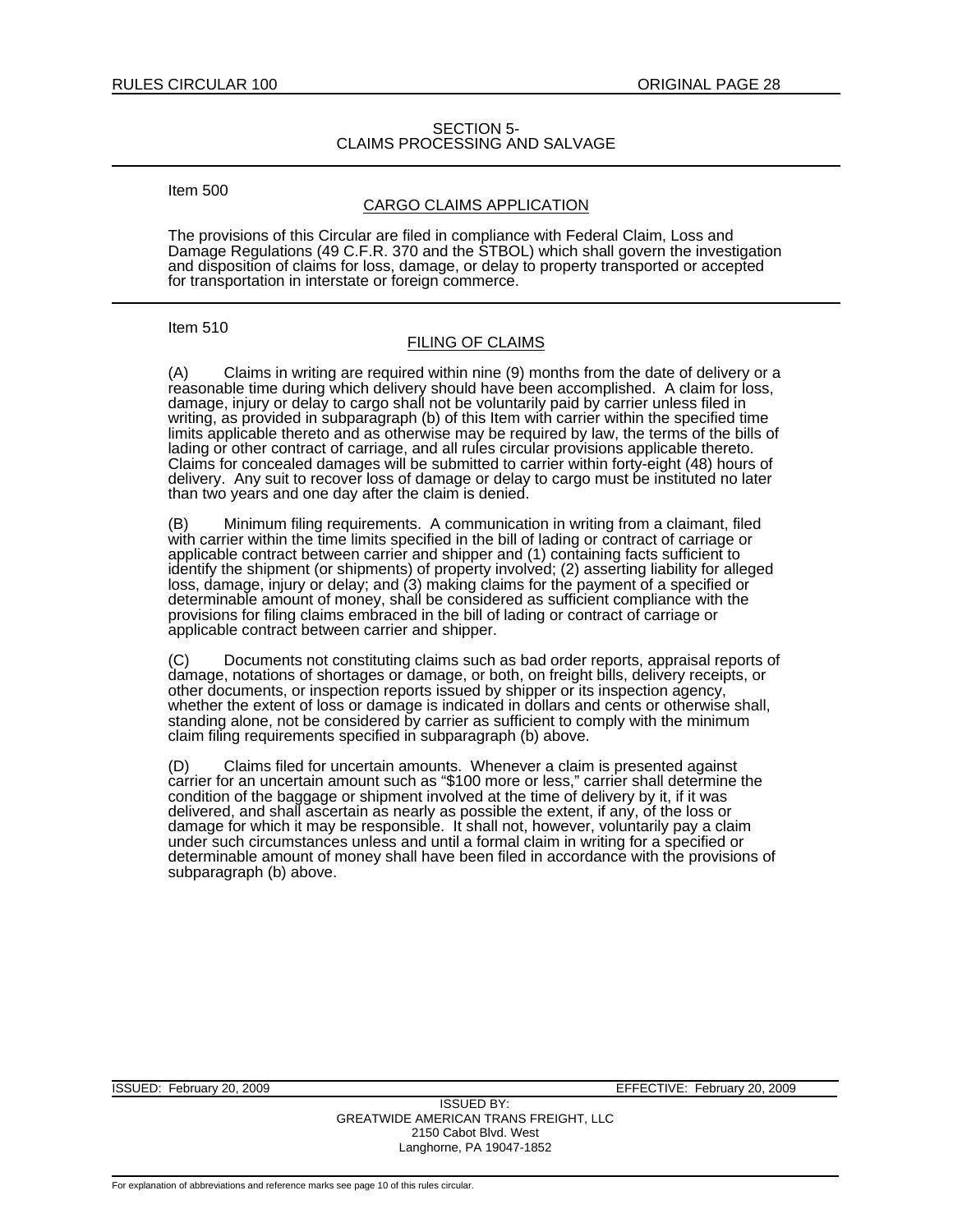## SECTION 5- CLAIMS PROCESSING AND SALVAGE

Item 500

### CARGO CLAIMS APPLICATION

The provisions of this Circular are filed in compliance with Federal Claim, Loss and Damage Regulations (49 C.F.R. 370 and the STBOL) which shall govern the investigation and disposition of claims for loss, damage, or delay to property transported or accepted for transportation in interstate or foreign commerce.

Item 510

### FILING OF CLAIMS

(A) Claims in writing are required within nine (9) months from the date of delivery or a reasonable time during which delivery should have been accomplished. A claim for loss, damage, injury or delay to cargo shall not be voluntarily paid by carrier unless filed in writing, as provided in subparagraph (b) of this Item with carrier within the specified time limits applicable thereto and as otherwise may be required by law, the terms of the bills of lading or other contract of carriage, and all rules circular provisions applicable thereto. Claims for concealed damages will be submitted to carrier within forty-eight (48) hours of delivery. Any suit to recover loss of damage or delay to cargo must be instituted no later than two years and one day after the claim is denied.

(B) Minimum filing requirements. A communication in writing from a claimant, filed with carrier within the time limits specified in the bill of lading or contract of carriage or applicable contract between carrier and shipper and (1) containing facts sufficient to identify the shipment (or shipments) of property involved; (2) asserting liability for alleged loss, damage, injury or delay; and (3) making claims for the payment of a specified or determinable amount of money, shall be considered as sufficient compliance with the provisions for filing claims embraced in the bill of lading or contract of carriage or applicable contract between carrier and shipper.

(C) Documents not constituting claims such as bad order reports, appraisal reports of damage, notations of shortages or damage, or both, on freight bills, delivery receipts, or other documents, or inspection reports issued by shipper or its inspection agency, whether the extent of loss or damage is indicated in dollars and cents or otherwise shall, standing alone, not be considered by carrier as sufficient to comply with the minimum claim filing requirements specified in subparagraph (b) above.

(D) Claims filed for uncertain amounts. Whenever a claim is presented against carrier for an uncertain amount such as "$100 more or less," carrier shall determine the condition of the baggage or shipment involved at the time of delivery by it, if it was delivered, and shall ascertain as nearly as possible the extent, if any, of the loss or damage for which it may be responsible. It shall not, however, voluntarily pay a claim under such circumstances unless and until a formal claim in writing for a specified or determinable amount of money shall have been filed in accordance with the provisions of subparagraph (b) above.

ISSUED: February 20, 2009 EFFECTIVE: February 20, 2009

ISSUED BY:
GREATWIDE AMERICAN TRANS FREIGHT, LLC
2150 Cabot Blvd. West
Langhorne, PA 19047-1852

For explanation of abbreviations and reference marks see page 10 of this rules circular.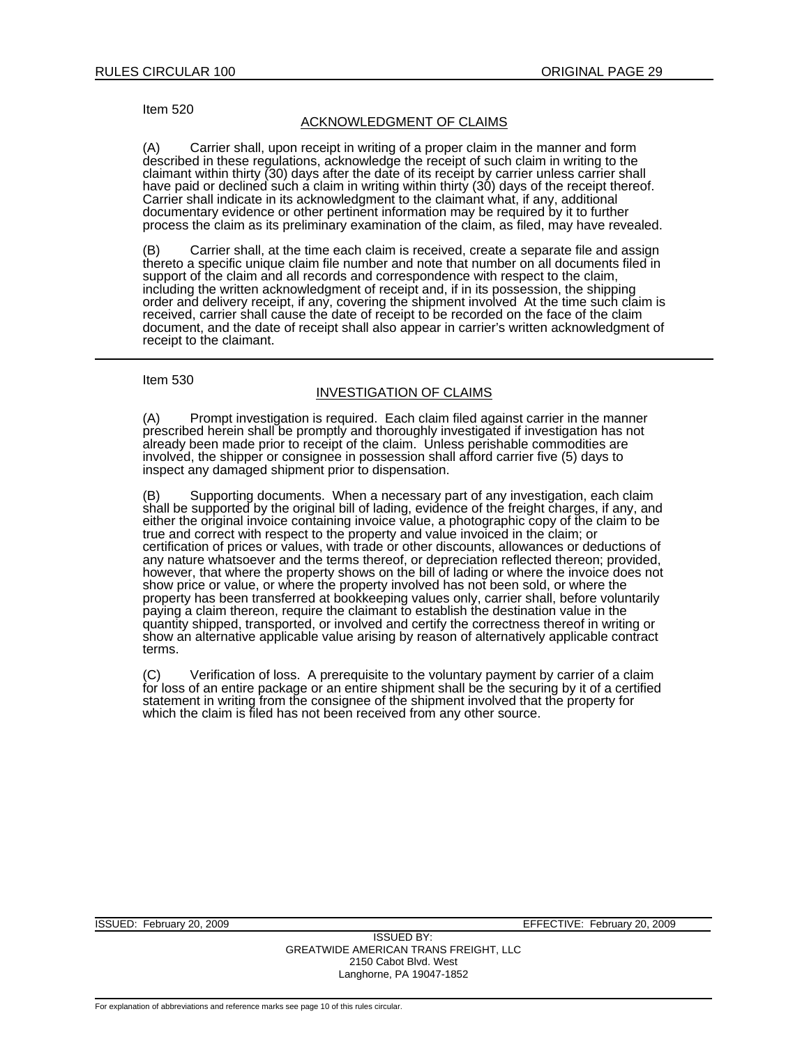Item 520

## ACKNOWLEDGMENT OF CLAIMS

(A) Carrier shall, upon receipt in writing of a proper claim in the manner and form described in these regulations, acknowledge the receipt of such claim in writing to the claimant within thirty (30) days after the date of its receipt by carrier unless carrier shall have paid or declined such a claim in writing within thirty (30) days of the receipt thereof. Carrier shall indicate in its acknowledgment to the claimant what, if any, additional documentary evidence or other pertinent information may be required by it to further process the claim as its preliminary examination of the claim, as filed, may have revealed.

(B) Carrier shall, at the time each claim is received, create a separate file and assign thereto a specific unique claim file number and note that number on all documents filed in support of the claim and all records and correspondence with respect to the claim, including the written acknowledgment of receipt and, if in its possession, the shipping order and delivery receipt, if any, covering the shipment involved At the time such claim is received, carrier shall cause the date of receipt to be recorded on the face of the claim document, and the date of receipt shall also appear in carrier's written acknowledgment of receipt to the claimant.

---

Item 530

## INVESTIGATION OF CLAIMS

(A) Prompt investigation is required. Each claim filed against carrier in the manner prescribed herein shall be promptly and thoroughly investigated if investigation has not already been made prior to receipt of the claim. Unless perishable commodities are involved, the shipper or consignee in possession shall afford carrier five (5) days to inspect any damaged shipment prior to dispensation.

(B) Supporting documents. When a necessary part of any investigation, each claim shall be supported by the original bill of lading, evidence of the freight charges, if any, and either the original invoice containing invoice value, a photographic copy of the claim to be true and correct with respect to the property and value invoiced in the claim; or certification of prices or values, with trade or other discounts, allowances or deductions of any nature whatsoever and the terms thereof, or depreciation reflected thereon; provided, however, that where the property shows on the bill of lading or where the invoice does not show price or value, or where the property involved has not been sold, or where the property has been transferred at bookkeeping values only, carrier shall, before voluntarily paying a claim thereon, require the claimant to establish the destination value in the quantity shipped, transported, or involved and certify the correctness thereof in writing or show an alternative applicable value arising by reason of alternatively applicable contract terms.

(C) Verification of loss. A prerequisite to the voluntary payment by carrier of a claim for loss of an entire package or an entire shipment shall be the securing by it of a certified statement in writing from the consignee of the shipment involved that the property for which the claim is filed has not been received from any other source.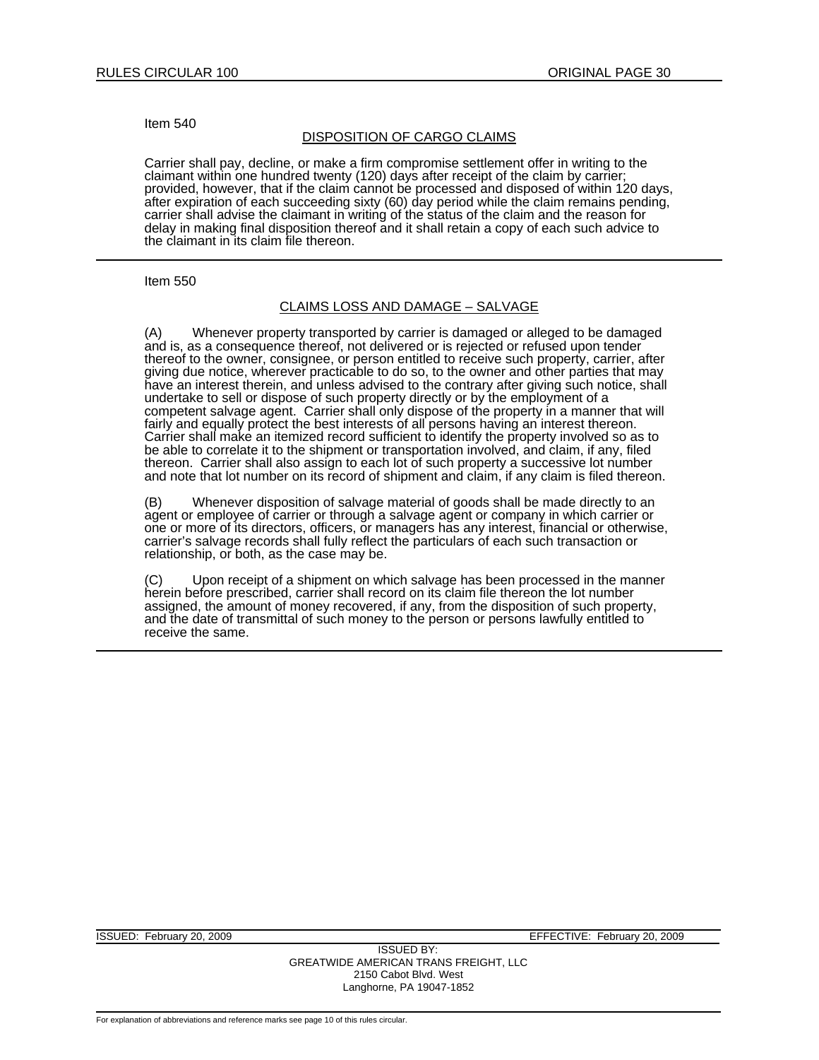Item 540

## DISPOSITION OF CARGO CLAIMS

Carrier shall pay, decline, or make a firm compromise settlement offer in writing to the claimant within one hundred twenty (120) days after receipt of the claim by carrier; provided, however, that if the claim cannot be processed and disposed of within 120 days, after expiration of each succeeding sixty (60) day period while the claim remains pending, carrier shall advise the claimant in writing of the status of the claim and the reason for delay in making final disposition thereof and it shall retain a copy of each such advice to the claimant in its claim file thereon.

---

Item 550

## CLAIMS LOSS AND DAMAGE – SALVAGE

(A) Whenever property transported by carrier is damaged or alleged to be damaged and is, as a consequence thereof, not delivered or is rejected or refused upon tender thereof to the owner, consignee, or person entitled to receive such property, carrier, after giving due notice, wherever practicable to do so, to the owner and other parties that may have an interest therein, and unless advised to the contrary after giving such notice, shall undertake to sell or dispose of such property directly or by the employment of a competent salvage agent. Carrier shall only dispose of the property in a manner that will fairly and equally protect the best interests of all persons having an interest thereon. Carrier shall make an itemized record sufficient to identify the property involved so as to be able to correlate it to the shipment or transportation involved, and claim, if any, filed thereon. Carrier shall also assign to each lot of such property a successive lot number and note that lot number on its record of shipment and claim, if any claim is filed thereon.

(B) Whenever disposition of salvage material of goods shall be made directly to an agent or employee of carrier or through a salvage agent or company in which carrier or one or more of its directors, officers, or managers has any interest, financial or otherwise, carrier's salvage records shall fully reflect the particulars of each such transaction or relationship, or both, as the case may be.

(C) Upon receipt of a shipment on which salvage has been processed in the manner herein before prescribed, carrier shall record on its claim file thereon the lot number assigned, the amount of money recovered, if any, from the disposition of such property, and the date of transmittal of such money to the person or persons lawfully entitled to receive the same.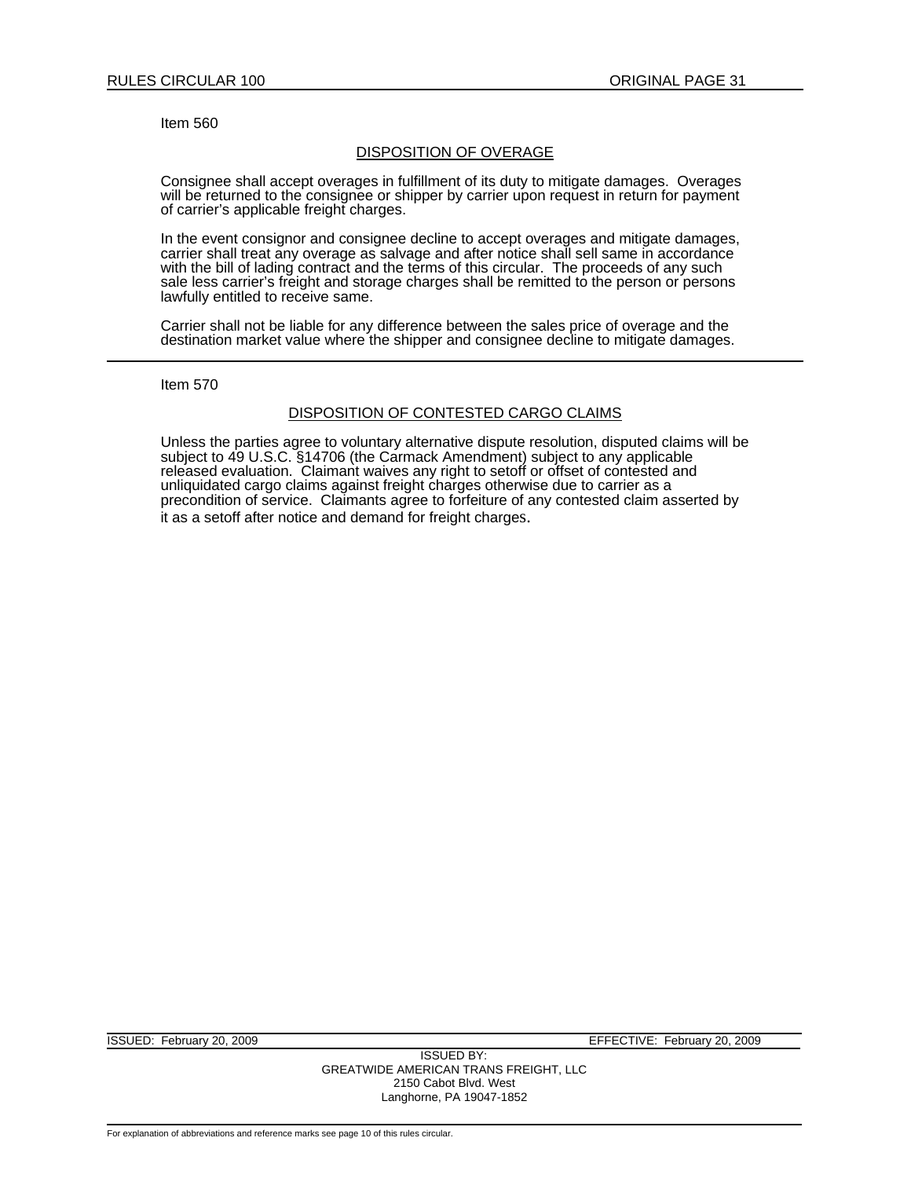Item 560

## DISPOSITION OF OVERAGE

Consignee shall accept overages in fulfillment of its duty to mitigate damages. Overages will be returned to the consignee or shipper by carrier upon request in return for payment of carrier's applicable freight charges.

In the event consignor and consignee decline to accept overages and mitigate damages, carrier shall treat any overage as salvage and after notice shall sell same in accordance with the bill of lading contract and the terms of this circular. The proceeds of any such sale less carrier's freight and storage charges shall be remitted to the person or persons lawfully entitled to receive same.

Carrier shall not be liable for any difference between the sales price of overage and the destination market value where the shipper and consignee decline to mitigate damages.

---

Item 570

## DISPOSITION OF CONTESTED CARGO CLAIMS

Unless the parties agree to voluntary alternative dispute resolution, disputed claims will be subject to 49 U.S.C. §14706 (the Carmack Amendment) subject to any applicable released evaluation. Claimant waives any right to setoff or offset of contested and unliquidated cargo claims against freight charges otherwise due to carrier as a precondition of service. Claimants agree to forfeiture of any contested claim asserted by it as a setoff after notice and demand for freight charges.

ISSUED: February 20, 2009 EFFECTIVE: February 20, 2009

ISSUED BY:
GREATWIDE AMERICAN TRANS FREIGHT, LLC
2150 Cabot Blvd. West
Langhorne, PA 19047-1852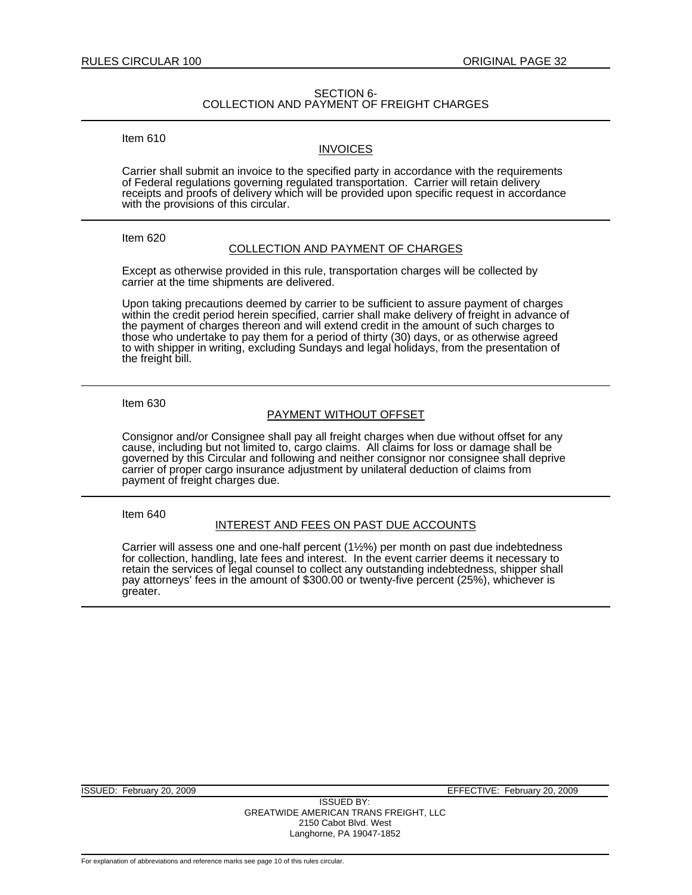## SECTION 6- COLLECTION AND PAYMENT OF FREIGHT CHARGES

Item 610

### INVOICES

Carrier shall submit an invoice to the specified party in accordance with the requirements of Federal regulations governing regulated transportation. Carrier will retain delivery receipts and proofs of delivery which will be provided upon specific request in accordance with the provisions of this circular.

Item 620

### COLLECTION AND PAYMENT OF CHARGES

Except as otherwise provided in this rule, transportation charges will be collected by carrier at the time shipments are delivered.

Upon taking precautions deemed by carrier to be sufficient to assure payment of charges within the credit period herein specified, carrier shall make delivery of freight in advance of the payment of charges thereon and will extend credit in the amount of such charges to those who undertake to pay them for a period of thirty (30) days, or as otherwise agreed to with shipper in writing, excluding Sundays and legal holidays, from the presentation of the freight bill.

Item 630

### PAYMENT WITHOUT OFFSET

Consignor and/or Consignee shall pay all freight charges when due without offset for any cause, including but not limited to, cargo claims. All claims for loss or damage shall be governed by this Circular and following and neither consignor nor consignee shall deprive carrier of proper cargo insurance adjustment by unilateral deduction of claims from payment of freight charges due.

Item 640

### INTEREST AND FEES ON PAST DUE ACCOUNTS

Carrier will assess one and one-half percent (1½%) per month on past due indebtedness for collection, handling, late fees and interest. In the event carrier deems it necessary to retain the services of legal counsel to collect any outstanding indebtedness, shipper shall pay attorneys' fees in the amount of $300.00 or twenty-five percent (25%), whichever is greater.

ISSUED: February 20, 2009 EFFECTIVE: February 20, 2009

ISSUED BY:
GREATWIDE AMERICAN TRANS FREIGHT, LLC
2150 Cabot Blvd. West
Langhorne, PA 19047-1852

For explanation of abbreviations and reference marks see page 10 of this rules circular.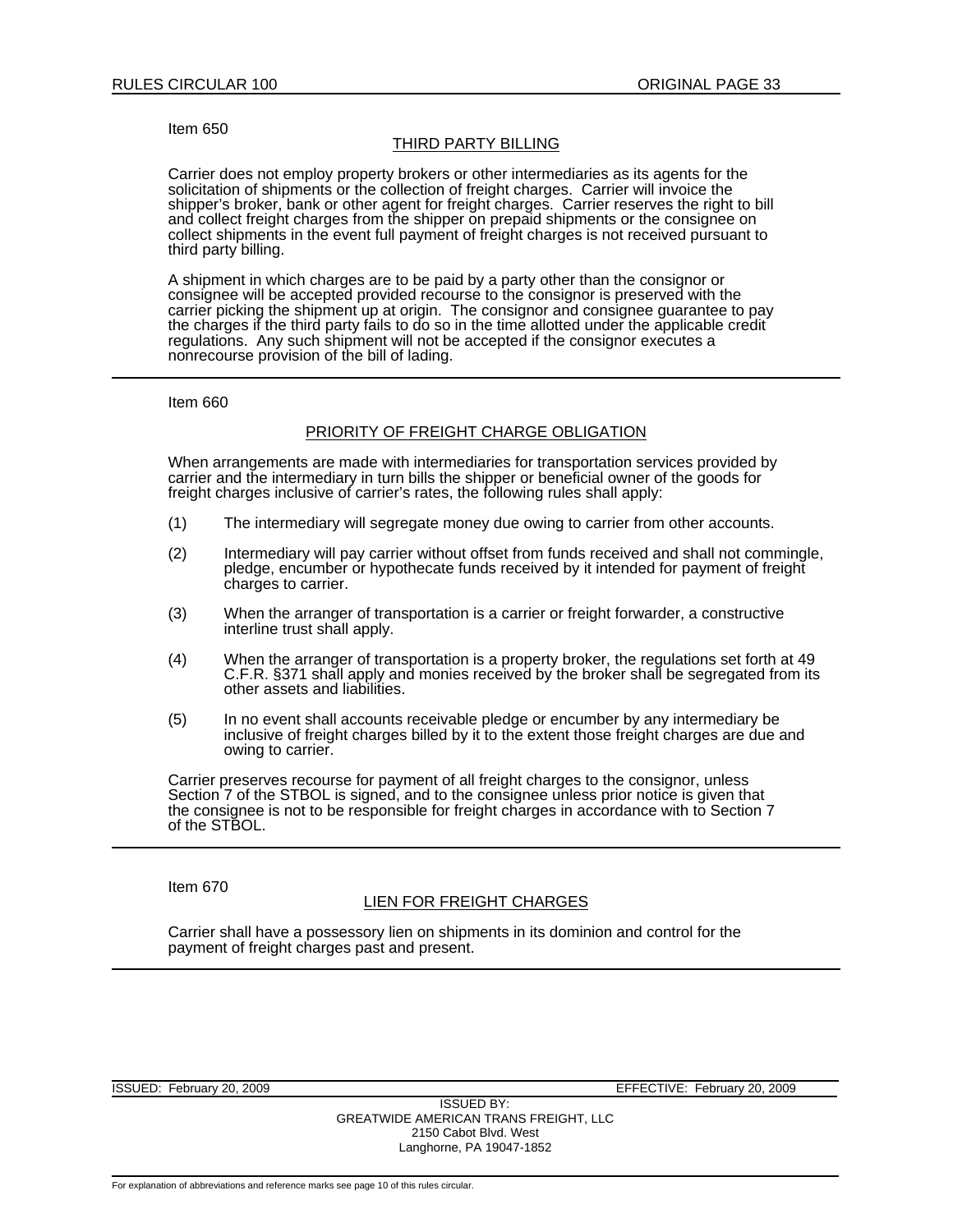Item 650

## THIRD PARTY BILLING

Carrier does not employ property brokers or other intermediaries as its agents for the solicitation of shipments or the collection of freight charges. Carrier will invoice the shipper's broker, bank or other agent for freight charges. Carrier reserves the right to bill and collect freight charges from the shipper on prepaid shipments or the consignee on collect shipments in the event full payment of freight charges is not received pursuant to third party billing.

A shipment in which charges are to be paid by a party other than the consignor or consignee will be accepted provided recourse to the consignor is preserved with the carrier picking the shipment up at origin. The consignor and consignee guarantee to pay the charges if the third party fails to do so in the time allotted under the applicable credit regulations. Any such shipment will not be accepted if the consignor executes a nonrecourse provision of the bill of lading.

---

Item 660

## PRIORITY OF FREIGHT CHARGE OBLIGATION

When arrangements are made with intermediaries for transportation services provided by carrier and the intermediary in turn bills the shipper or beneficial owner of the goods for freight charges inclusive of carrier's rates, the following rules shall apply:

(1) The intermediary will segregate money due owing to carrier from other accounts.

(2) Intermediary will pay carrier without offset from funds received and shall not commingle, pledge, encumber or hypothecate funds received by it intended for payment of freight charges to carrier.

(3) When the arranger of transportation is a carrier or freight forwarder, a constructive interline trust shall apply.

(4) When the arranger of transportation is a property broker, the regulations set forth at 49 C.F.R. §371 shall apply and monies received by the broker shall be segregated from its other assets and liabilities.

(5) In no event shall accounts receivable pledge or encumber by any intermediary be inclusive of freight charges billed by it to the extent those freight charges are due and owing to carrier.

Carrier preserves recourse for payment of all freight charges to the consignor, unless Section 7 of the STBOL is signed, and to the consignee unless prior notice is given that the consignee is not to be responsible for freight charges in accordance with to Section 7 of the STBOL.

---

Item 670

## LIEN FOR FREIGHT CHARGES

Carrier shall have a possessory lien on shipments in its dominion and control for the payment of freight charges past and present.